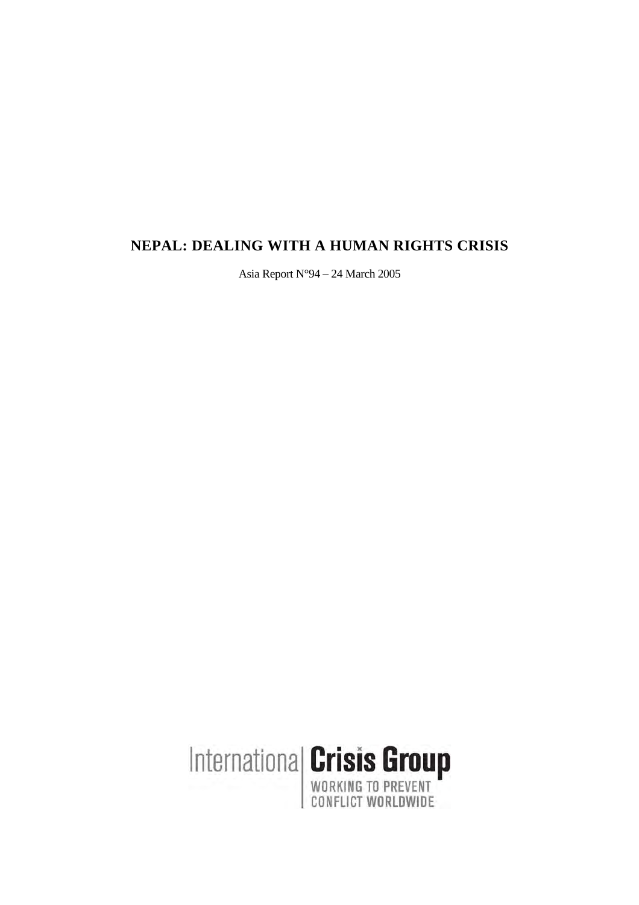# NEPAL: DEALING WITH A HUMAN RIGHTS CRISIS

Asia Report N°94 – 24 March 2005

International Crisis Group

WORKING TO PREVENT CONFLICT WORLDWIDE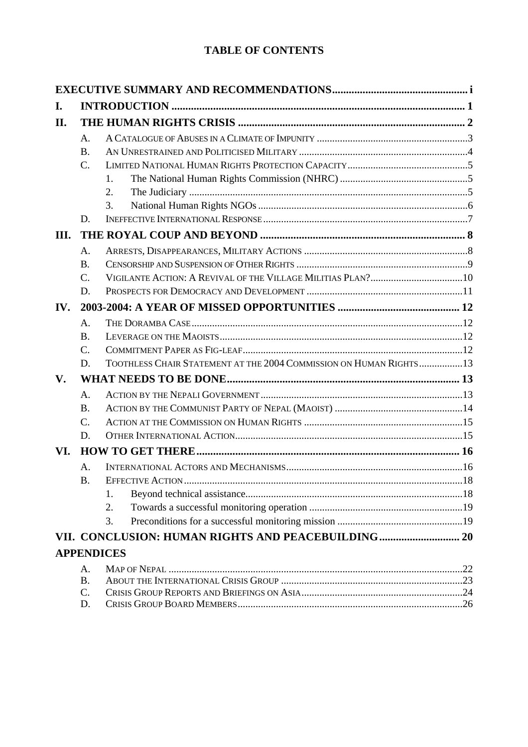# TABLE OF CONTENTS

| | | | |
|---|---|---|---|
| **EXECUTIVE SUMMARY AND RECOMMENDATIONS** | | | **i** |
| **I.** | **INTRODUCTION** | | **1** |
| **II.** | **THE HUMAN RIGHTS CRISIS** | | **2** |
| | A. | A CATALOGUE OF ABUSES IN A CLIMATE OF IMPUNITY | 3 |
| | B. | AN UNRESTRAINED AND POLITICISED MILITARY | 4 |
| | C. | LIMITED NATIONAL HUMAN RIGHTS PROTECTION CAPACITY | 5 |
| | | 1. The National Human Rights Commission (NHRC) | 5 |
| | | 2. The Judiciary | 5 |
| | | 3. National Human Rights NGOs | 6 |
| | D. | INEFFECTIVE INTERNATIONAL RESPONSE | 7 |
| **III.** | **THE ROYAL COUP AND BEYOND** | | **8** |
| | A. | ARRESTS, DISAPPEARANCES, MILITARY ACTIONS | 8 |
| | B. | CENSORSHIP AND SUSPENSION OF OTHER RIGHTS | 9 |
| | C. | VIGILANTE ACTION: A REVIVAL OF THE VILLAGE MILITIAS PLAN? | 10 |
| | D. | PROSPECTS FOR DEMOCRACY AND DEVELOPMENT | 11 |
| **IV.** | **2003-2004: A YEAR OF MISSED OPPORTUNITIES** | | **12** |
| | A. | THE DORAMBA CASE | 12 |
| | B. | LEVERAGE ON THE MAOISTS | 12 |
| | C. | COMMITMENT PAPER AS FIG-LEAF | 12 |
| | D. | TOOTHLESS CHAIR STATEMENT AT THE 2004 COMMISSION ON HUMAN RIGHTS | 13 |
| **V.** | **WHAT NEEDS TO BE DONE** | | **13** |
| | A. | ACTION BY THE NEPALI GOVERNMENT | 13 |
| | B. | ACTION BY THE COMMUNIST PARTY OF NEPAL (MAOIST) | 14 |
| | C. | ACTION AT THE COMMISSION ON HUMAN RIGHTS | 15 |
| | D. | OTHER INTERNATIONAL ACTION | 15 |
| **VI.** | **HOW TO GET THERE** | | **16** |
| | A. | INTERNATIONAL ACTORS AND MECHANISMS | 16 |
| | B. | EFFECTIVE ACTION | 18 |
| | | 1. Beyond technical assistance | 18 |
| | | 2. Towards a successful monitoring operation | 19 |
| | | 3. Preconditions for a successful monitoring mission | 19 |
| **VII.** | **CONCLUSION: HUMAN RIGHTS AND PEACEBUILDING** | | **20** |
| **APPENDICES** | | | |
| | A. | MAP OF NEPAL | 22 |
| | B. | ABOUT THE INTERNATIONAL CRISIS GROUP | 23 |
| | C. | CRISIS GROUP REPORTS AND BRIEFINGS ON ASIA | 24 |
| | D. | CRISIS GROUP BOARD MEMBERS | 26 |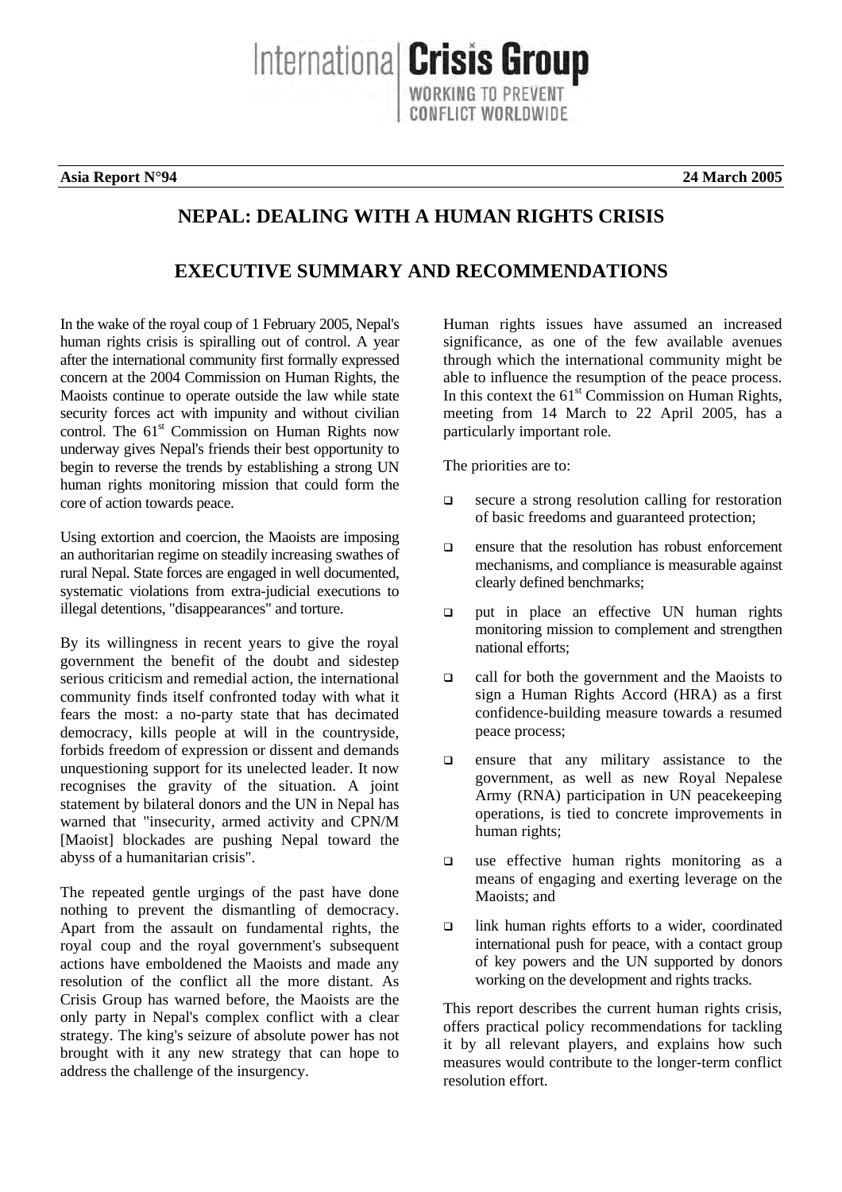**Asia Report N°94** **24 March 2005**

# NEPAL: DEALING WITH A HUMAN RIGHTS CRISIS

## EXECUTIVE SUMMARY AND RECOMMENDATIONS

In the wake of the royal coup of 1 February 2005, Nepal's human rights crisis is spiralling out of control. A year after the international community first formally expressed concern at the 2004 Commission on Human Rights, the Maoists continue to operate outside the law while state security forces act with impunity and without civilian control. The 61st Commission on Human Rights now underway gives Nepal's friends their best opportunity to begin to reverse the trends by establishing a strong UN human rights monitoring mission that could form the core of action towards peace.

Using extortion and coercion, the Maoists are imposing an authoritarian regime on steadily increasing swathes of rural Nepal. State forces are engaged in well documented, systematic violations from extra-judicial executions to illegal detentions, "disappearances" and torture.

By its willingness in recent years to give the royal government the benefit of the doubt and sidestep serious criticism and remedial action, the international community finds itself confronted today with what it fears the most: a no-party state that has decimated democracy, kills people at will in the countryside, forbids freedom of expression or dissent and demands unquestioning support for its unelected leader. It now recognises the gravity of the situation. A joint statement by bilateral donors and the UN in Nepal has warned that "insecurity, armed activity and CPN/M [Maoist] blockades are pushing Nepal toward the abyss of a humanitarian crisis".

The repeated gentle urgings of the past have done nothing to prevent the dismantling of democracy. Apart from the assault on fundamental rights, the royal coup and the royal government's subsequent actions have emboldened the Maoists and made any resolution of the conflict all the more distant. As Crisis Group has warned before, the Maoists are the only party in Nepal's complex conflict with a clear strategy. The king's seizure of absolute power has not brought with it any new strategy that can hope to address the challenge of the insurgency.

Human rights issues have assumed an increased significance, as one of the few available avenues through which the international community might be able to influence the resumption of the peace process. In this context the 61st Commission on Human Rights, meeting from 14 March to 22 April 2005, has a particularly important role.

The priorities are to:

- secure a strong resolution calling for restoration of basic freedoms and guaranteed protection;
- ensure that the resolution has robust enforcement mechanisms, and compliance is measurable against clearly defined benchmarks;
- put in place an effective UN human rights monitoring mission to complement and strengthen national efforts;
- call for both the government and the Maoists to sign a Human Rights Accord (HRA) as a first confidence-building measure towards a resumed peace process;
- ensure that any military assistance to the government, as well as new Royal Nepalese Army (RNA) participation in UN peacekeeping operations, is tied to concrete improvements in human rights;
- use effective human rights monitoring as a means of engaging and exerting leverage on the Maoists; and
- link human rights efforts to a wider, coordinated international push for peace, with a contact group of key powers and the UN supported by donors working on the development and rights tracks.

This report describes the current human rights crisis, offers practical policy recommendations for tackling it by all relevant players, and explains how such measures would contribute to the longer-term conflict resolution effort.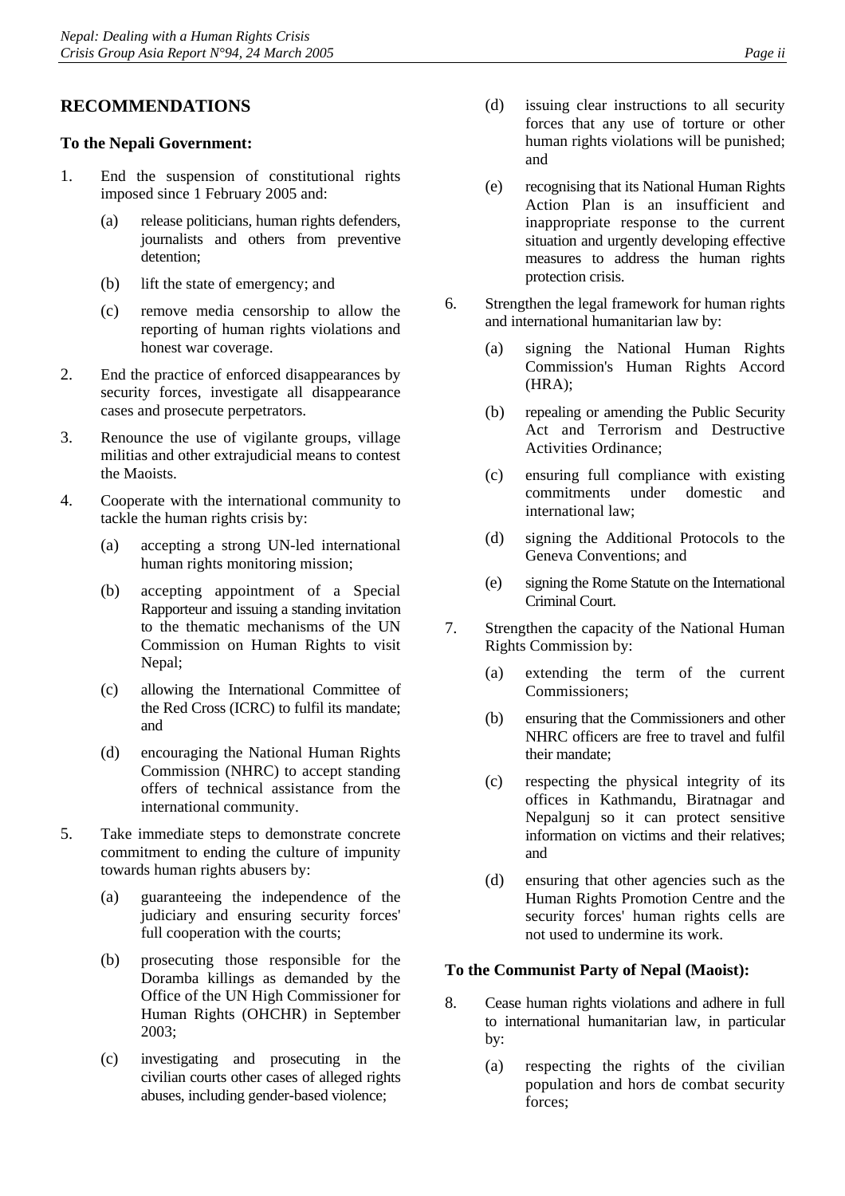## RECOMMENDATIONS

### To the Nepali Government:

1. End the suspension of constitutional rights imposed since 1 February 2005 and:
   (a) release politicians, human rights defenders, journalists and others from preventive detention;
   (b) lift the state of emergency; and
   (c) remove media censorship to allow the reporting of human rights violations and honest war coverage.

2. End the practice of enforced disappearances by security forces, investigate all disappearance cases and prosecute perpetrators.

3. Renounce the use of vigilante groups, village militias and other extrajudicial means to contest the Maoists.

4. Cooperate with the international community to tackle the human rights crisis by:
   (a) accepting a strong UN-led international human rights monitoring mission;
   (b) accepting appointment of a Special Rapporteur and issuing a standing invitation to the thematic mechanisms of the UN Commission on Human Rights to visit Nepal;
   (c) allowing the International Committee of the Red Cross (ICRC) to fulfil its mandate; and
   (d) encouraging the National Human Rights Commission (NHRC) to accept standing offers of technical assistance from the international community.

5. Take immediate steps to demonstrate concrete commitment to ending the culture of impunity towards human rights abusers by:
   (a) guaranteeing the independence of the judiciary and ensuring security forces' full cooperation with the courts;
   (b) prosecuting those responsible for the Doramba killings as demanded by the Office of the UN High Commissioner for Human Rights (OHCHR) in September 2003;
   (c) investigating and prosecuting in the civilian courts other cases of alleged rights abuses, including gender-based violence;
   (d) issuing clear instructions to all security forces that any use of torture or other human rights violations will be punished; and
   (e) recognising that its National Human Rights Action Plan is an insufficient and inappropriate response to the current situation and urgently developing effective measures to address the human rights protection crisis.

6. Strengthen the legal framework for human rights and international humanitarian law by:
   (a) signing the National Human Rights Commission's Human Rights Accord (HRA);
   (b) repealing or amending the Public Security Act and Terrorism and Destructive Activities Ordinance;
   (c) ensuring full compliance with existing commitments under domestic and international law;
   (d) signing the Additional Protocols to the Geneva Conventions; and
   (e) signing the Rome Statute on the International Criminal Court.

7. Strengthen the capacity of the National Human Rights Commission by:
   (a) extending the term of the current Commissioners;
   (b) ensuring that the Commissioners and other NHRC officers are free to travel and fulfil their mandate;
   (c) respecting the physical integrity of its offices in Kathmandu, Biratnagar and Nepalgunj so it can protect sensitive information on victims and their relatives; and
   (d) ensuring that other agencies such as the Human Rights Promotion Centre and the security forces' human rights cells are not used to undermine its work.

### To the Communist Party of Nepal (Maoist):

8. Cease human rights violations and adhere in full to international humanitarian law, in particular by:
   (a) respecting the rights of the civilian population and hors de combat security forces;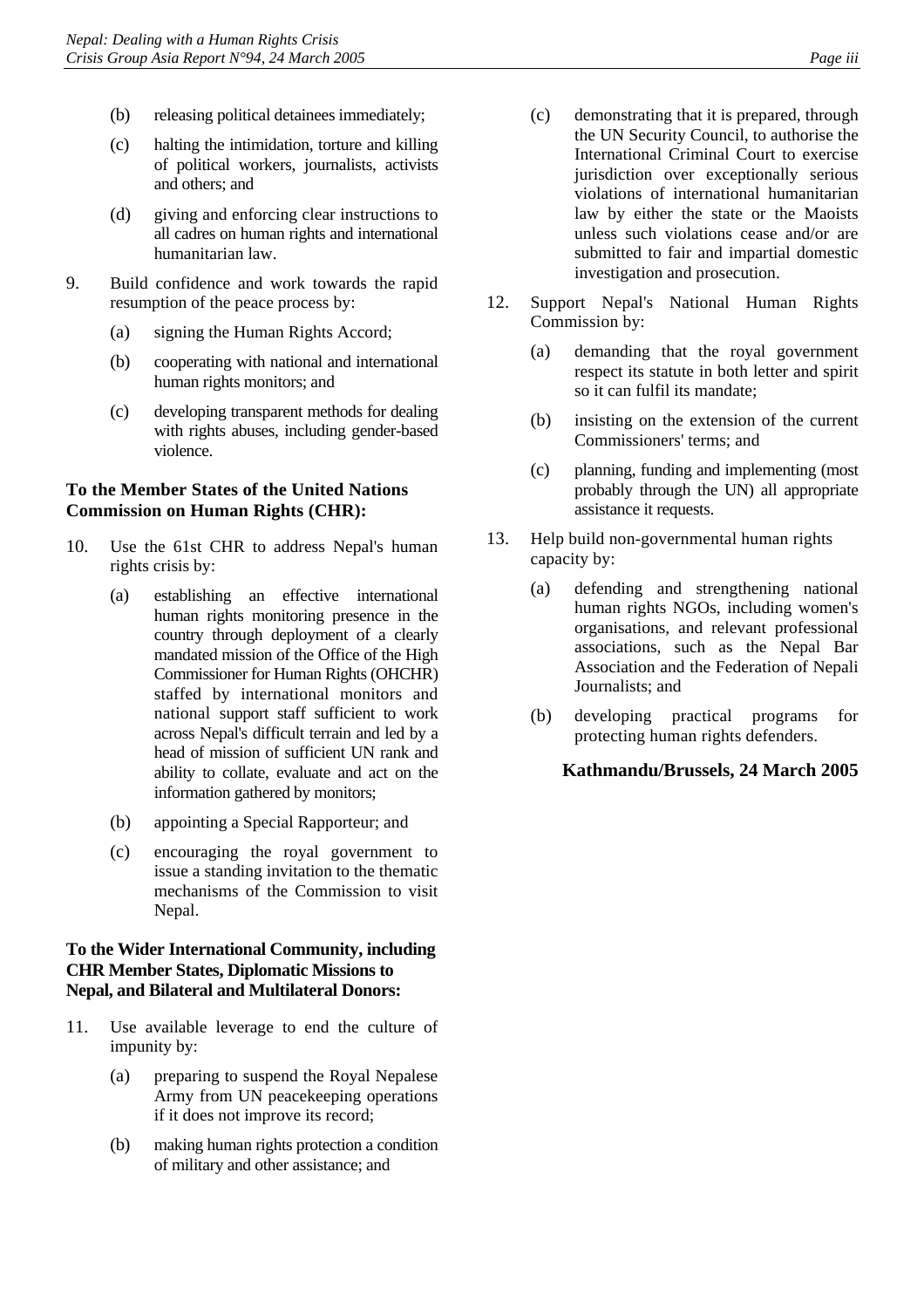(b) releasing political detainees immediately;

   (c) halting the intimidation, torture and killing of political workers, journalists, activists and others; and

   (d) giving and enforcing clear instructions to all cadres on human rights and international humanitarian law.

9. Build confidence and work towards the rapid resumption of the peace process by:

   (a) signing the Human Rights Accord;

   (b) cooperating with national and international human rights monitors; and

   (c) developing transparent methods for dealing with rights abuses, including gender-based violence.

### To the Member States of the United Nations Commission on Human Rights (CHR):

10. Use the 61st CHR to address Nepal's human rights crisis by:

    (a) establishing an effective international human rights monitoring presence in the country through deployment of a clearly mandated mission of the Office of the High Commissioner for Human Rights (OHCHR) staffed by international monitors and national support staff sufficient to work across Nepal's difficult terrain and led by a head of mission of sufficient UN rank and ability to collate, evaluate and act on the information gathered by monitors;

    (b) appointing a Special Rapporteur; and

    (c) encouraging the royal government to issue a standing invitation to the thematic mechanisms of the Commission to visit Nepal.

### To the Wider International Community, including CHR Member States, Diplomatic Missions to Nepal, and Bilateral and Multilateral Donors:

11. Use available leverage to end the culture of impunity by:

    (a) preparing to suspend the Royal Nepalese Army from UN peacekeeping operations if it does not improve its record;

    (b) making human rights protection a condition of military and other assistance; and

    (c) demonstrating that it is prepared, through the UN Security Council, to authorise the International Criminal Court to exercise jurisdiction over exceptionally serious violations of international humanitarian law by either the state or the Maoists unless such violations cease and/or are submitted to fair and impartial domestic investigation and prosecution.

12. Support Nepal's National Human Rights Commission by:

    (a) demanding that the royal government respect its statute in both letter and spirit so it can fulfil its mandate;

    (b) insisting on the extension of the current Commissioners' terms; and

    (c) planning, funding and implementing (most probably through the UN) all appropriate assistance it requests.

13. Help build non-governmental human rights capacity by:

    (a) defending and strengthening national human rights NGOs, including women's organisations, and relevant professional associations, such as the Nepal Bar Association and the Federation of Nepali Journalists; and

    (b) developing practical programs for protecting human rights defenders.

**Kathmandu/Brussels, 24 March 2005**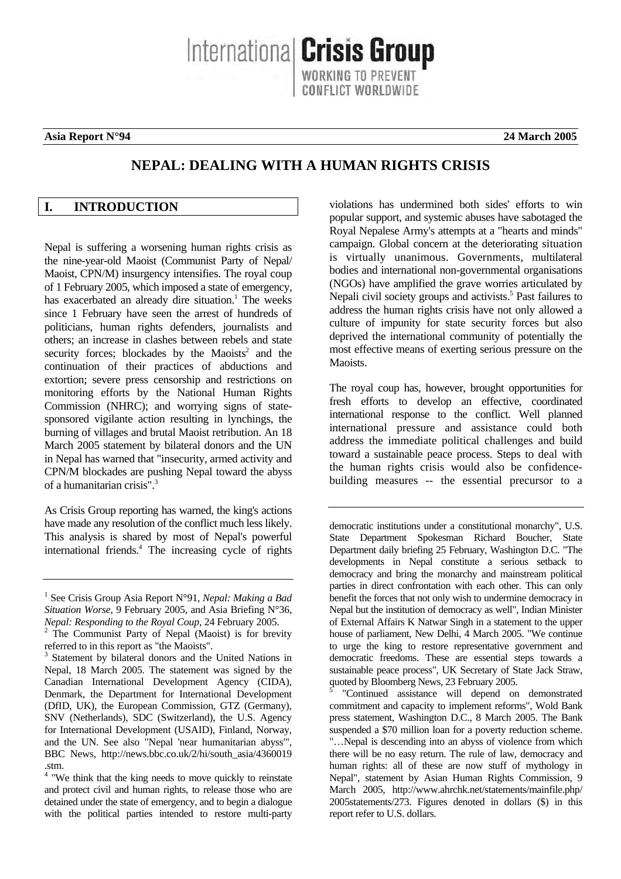**Asia Report N°94** 24 March 2005

# NEPAL: DEALING WITH A HUMAN RIGHTS CRISIS

## I. INTRODUCTION

Nepal is suffering a worsening human rights crisis as the nine-year-old Maoist (Communist Party of Nepal/ Maoist, CPN/M) insurgency intensifies. The royal coup of 1 February 2005, which imposed a state of emergency, has exacerbated an already dire situation.[1] The weeks since 1 February have seen the arrest of hundreds of politicians, human rights defenders, journalists and others; an increase in clashes between rebels and state security forces; blockades by the Maoists[2] and the continuation of their practices of abductions and extortion; severe press censorship and restrictions on monitoring efforts by the National Human Rights Commission (NHRC); and worrying signs of state-sponsored vigilante action resulting in lynchings, the burning of villages and brutal Maoist retribution. An 18 March 2005 statement by bilateral donors and the UN in Nepal has warned that "insecurity, armed activity and CPN/M blockades are pushing Nepal toward the abyss of a humanitarian crisis".[3]

As Crisis Group reporting has warned, the king's actions have made any resolution of the conflict much less likely. This analysis is shared by most of Nepal's powerful international friends.[4] The increasing cycle of rights violations has undermined both sides' efforts to win popular support, and systemic abuses have sabotaged the Royal Nepalese Army's attempts at a "hearts and minds" campaign. Global concern at the deteriorating situation is virtually unanimous. Governments, multilateral bodies and international non-governmental organisations (NGOs) have amplified the grave worries articulated by Nepali civil society groups and activists.[5] Past failures to address the human rights crisis have not only allowed a culture of impunity for state security forces but also deprived the international community of potentially the most effective means of exerting serious pressure on the Maoists.

The royal coup has, however, brought opportunities for fresh efforts to develop an effective, coordinated international response to the conflict. Well planned international pressure and assistance could both address the immediate political challenges and build toward a sustainable peace process. Steps to deal with the human rights crisis would also be confidence-building measures -- the essential precursor to a

---

[1] See Crisis Group Asia Report N°91, *Nepal: Making a Bad Situation Worse*, 9 February 2005, and Asia Briefing N°36, *Nepal: Responding to the Royal Coup*, 24 February 2005.

[2] The Communist Party of Nepal (Maoist) is for brevity referred to in this report as "the Maoists".

[3] Statement by bilateral donors and the United Nations in Nepal, 18 March 2005. The statement was signed by the Canadian International Development Agency (CIDA), Denmark, the Department for International Development (DfID, UK), the European Commission, GTZ (Germany), SNV (Netherlands), SDC (Switzerland), the U.S. Agency for International Development (USAID), Finland, Norway, and the UN. See also "Nepal 'near humanitarian abyss'", BBC News, http://news.bbc.co.uk/2/hi/south_asia/4360019.stm.

[4] "We think that the king needs to move quickly to reinstate and protect civil and human rights, to release those who are detained under the state of emergency, and to begin a dialogue with the political parties intended to restore multi-party democratic institutions under a constitutional monarchy", U.S. State Department Spokesman Richard Boucher, State Department daily briefing 25 February, Washington D.C. "The developments in Nepal constitute a serious setback to democracy and bring the monarchy and mainstream political parties in direct confrontation with each other. This can only benefit the forces that not only wish to undermine democracy in Nepal but the institution of democracy as well", Indian Minister of External Affairs K Natwar Singh in a statement to the upper house of parliament, New Delhi, 4 March 2005. "We continue to urge the king to restore representative government and democratic freedoms. These are essential steps towards a sustainable peace process", UK Secretary of State Jack Straw, quoted by Bloomberg News, 23 February 2005.

[5] "Continued assistance will depend on demonstrated commitment and capacity to implement reforms", Wold Bank press statement, Washington D.C., 8 March 2005. The Bank suspended a $70 million loan for a poverty reduction scheme. "…Nepal is descending into an abyss of violence from which there will be no easy return. The rule of law, democracy and human rights: all of these are now stuff of mythology in Nepal", statement by Asian Human Rights Commission, 9 March 2005, http://www.ahrchk.net/statements/mainfile.php/2005statements/273. Figures denoted in dollars ($) in this report refer to U.S. dollars.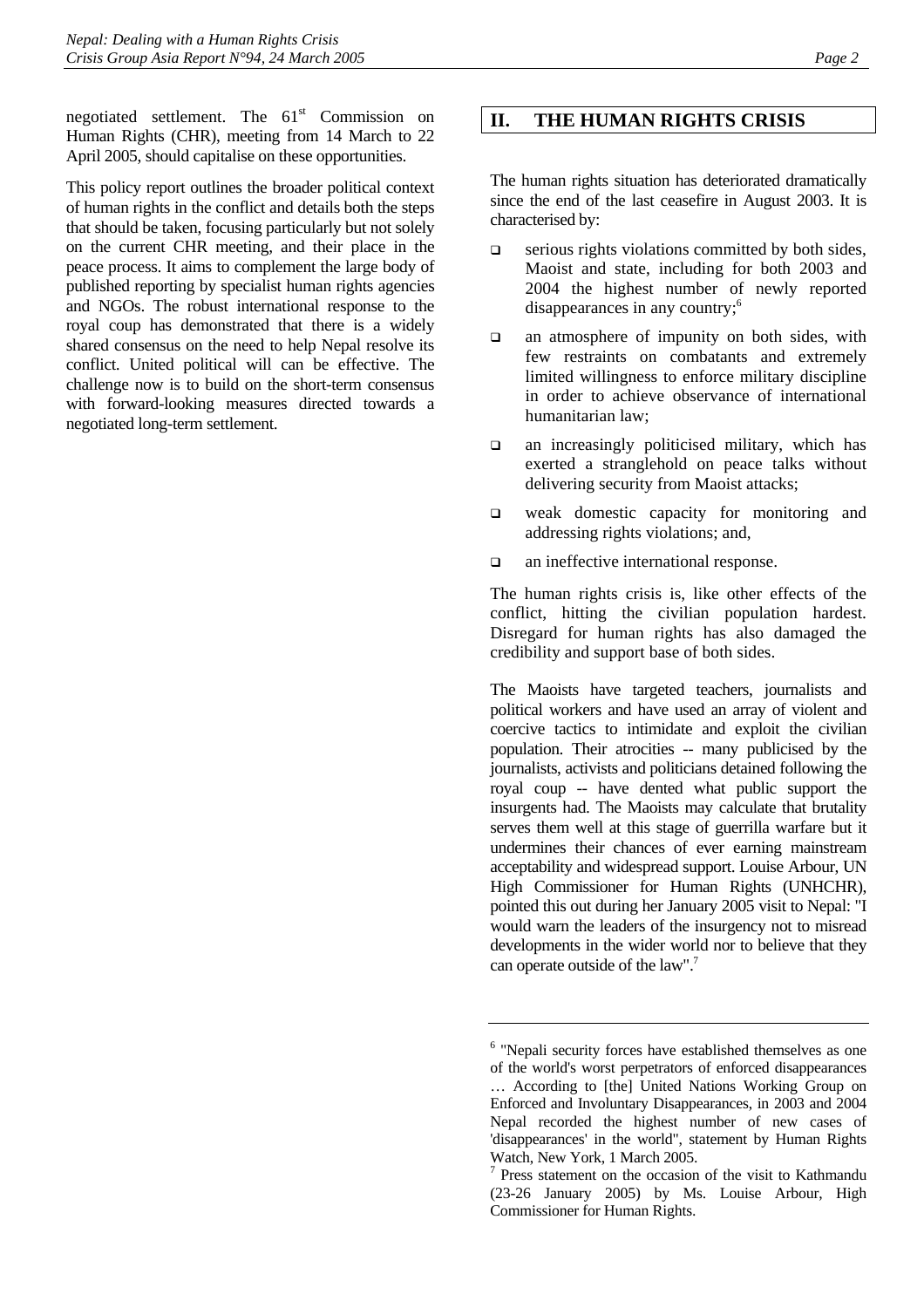negotiated settlement. The 61st Commission on Human Rights (CHR), meeting from 14 March to 22 April 2005, should capitalise on these opportunities.

This policy report outlines the broader political context of human rights in the conflict and details both the steps that should be taken, focusing particularly but not solely on the current CHR meeting, and their place in the peace process. It aims to complement the large body of published reporting by specialist human rights agencies and NGOs. The robust international response to the royal coup has demonstrated that there is a widely shared consensus on the need to help Nepal resolve its conflict. United political will can be effective. The challenge now is to build on the short-term consensus with forward-looking measures directed towards a negotiated long-term settlement.

## II. THE HUMAN RIGHTS CRISIS

The human rights situation has deteriorated dramatically since the end of the last ceasefire in August 2003. It is characterised by:

- serious rights violations committed by both sides, Maoist and state, including for both 2003 and 2004 the highest number of newly reported disappearances in any country;[6]
- an atmosphere of impunity on both sides, with few restraints on combatants and extremely limited willingness to enforce military discipline in order to achieve observance of international humanitarian law;
- an increasingly politicised military, which has exerted a stranglehold on peace talks without delivering security from Maoist attacks;
- weak domestic capacity for monitoring and addressing rights violations; and,
- an ineffective international response.

The human rights crisis is, like other effects of the conflict, hitting the civilian population hardest. Disregard for human rights has also damaged the credibility and support base of both sides.

The Maoists have targeted teachers, journalists and political workers and have used an array of violent and coercive tactics to intimidate and exploit the civilian population. Their atrocities -- many publicised by the journalists, activists and politicians detained following the royal coup -- have dented what public support the insurgents had. The Maoists may calculate that brutality serves them well at this stage of guerrilla warfare but it undermines their chances of ever earning mainstream acceptability and widespread support. Louise Arbour, UN High Commissioner for Human Rights (UNHCHR), pointed this out during her January 2005 visit to Nepal: "I would warn the leaders of the insurgency not to misread developments in the wider world nor to believe that they can operate outside of the law".[7]

---

[6] "Nepali security forces have established themselves as one of the world's worst perpetrators of enforced disappearances … According to [the] United Nations Working Group on Enforced and Involuntary Disappearances, in 2003 and 2004 Nepal recorded the highest number of new cases of 'disappearances' in the world", statement by Human Rights Watch, New York, 1 March 2005.

[7] Press statement on the occasion of the visit to Kathmandu (23-26 January 2005) by Ms. Louise Arbour, High Commissioner for Human Rights.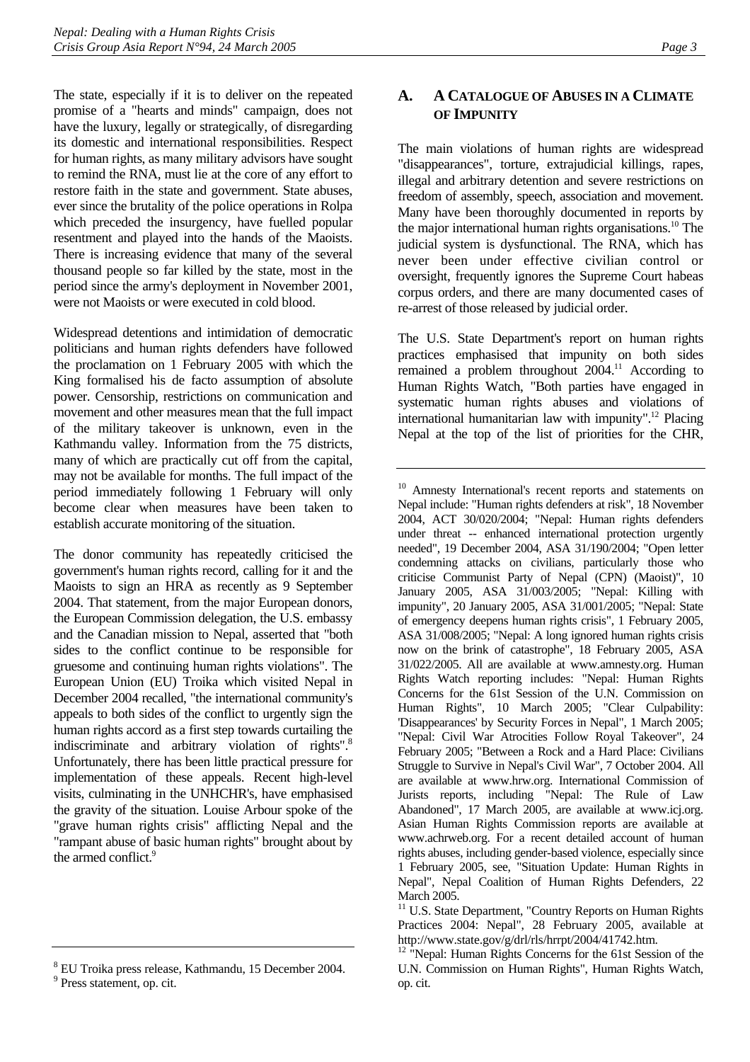The state, especially if it is to deliver on the repeated promise of a "hearts and minds" campaign, does not have the luxury, legally or strategically, of disregarding its domestic and international responsibilities. Respect for human rights, as many military advisors have sought to remind the RNA, must lie at the core of any effort to restore faith in the state and government. State abuses, ever since the brutality of the police operations in Rolpa which preceded the insurgency, have fuelled popular resentment and played into the hands of the Maoists. There is increasing evidence that many of the several thousand people so far killed by the state, most in the period since the army's deployment in November 2001, were not Maoists or were executed in cold blood.

Widespread detentions and intimidation of democratic politicians and human rights defenders have followed the proclamation on 1 February 2005 with which the King formalised his de facto assumption of absolute power. Censorship, restrictions on communication and movement and other measures mean that the full impact of the military takeover is unknown, even in the Kathmandu valley. Information from the 75 districts, many of which are practically cut off from the capital, may not be available for months. The full impact of the period immediately following 1 February will only become clear when measures have been taken to establish accurate monitoring of the situation.

The donor community has repeatedly criticised the government's human rights record, calling for it and the Maoists to sign an HRA as recently as 9 September 2004. That statement, from the major European donors, the European Commission delegation, the U.S. embassy and the Canadian mission to Nepal, asserted that "both sides to the conflict continue to be responsible for gruesome and continuing human rights violations". The European Union (EU) Troika which visited Nepal in December 2004 recalled, "the international community's appeals to both sides of the conflict to urgently sign the human rights accord as a first step towards curtailing the indiscriminate and arbitrary violation of rights".[8] Unfortunately, there has been little practical pressure for implementation of these appeals. Recent high-level visits, culminating in the UNHCHR's, have emphasised the gravity of the situation. Louise Arbour spoke of the "grave human rights crisis" afflicting Nepal and the "rampant abuse of basic human rights" brought about by the armed conflict.[9]

## A. A Catalogue of Abuses in a Climate of Impunity

The main violations of human rights are widespread "disappearances", torture, extrajudicial killings, rapes, illegal and arbitrary detention and severe restrictions on freedom of assembly, speech, association and movement. Many have been thoroughly documented in reports by the major international human rights organisations.[10] The judicial system is dysfunctional. The RNA, which has never been under effective civilian control or oversight, frequently ignores the Supreme Court habeas corpus orders, and there are many documented cases of re-arrest of those released by judicial order.

The U.S. State Department's report on human rights practices emphasised that impunity on both sides remained a problem throughout 2004.[11] According to Human Rights Watch, "Both parties have engaged in systematic human rights abuses and violations of international humanitarian law with impunity".[12] Placing Nepal at the top of the list of priorities for the CHR,

---

[8] EU Troika press release, Kathmandu, 15 December 2004.

[9] Press statement, op. cit.

[10] Amnesty International's recent reports and statements on Nepal include: "Human rights defenders at risk", 18 November 2004, ACT 30/020/2004; "Nepal: Human rights defenders under threat -- enhanced international protection urgently needed", 19 December 2004, ASA 31/190/2004; "Open letter condemning attacks on civilians, particularly those who criticise Communist Party of Nepal (CPN) (Maoist)", 10 January 2005, ASA 31/003/2005; "Nepal: Killing with impunity", 20 January 2005, ASA 31/001/2005; "Nepal: State of emergency deepens human rights crisis", 1 February 2005, ASA 31/008/2005; "Nepal: A long ignored human rights crisis now on the brink of catastrophe", 18 February 2005, ASA 31/022/2005. All are available at www.amnesty.org. Human Rights Watch reporting includes: "Nepal: Human Rights Concerns for the 61st Session of the U.N. Commission on Human Rights", 10 March 2005; "Clear Culpability: 'Disappearances' by Security Forces in Nepal", 1 March 2005; "Nepal: Civil War Atrocities Follow Royal Takeover", 24 February 2005; "Between a Rock and a Hard Place: Civilians Struggle to Survive in Nepal's Civil War", 7 October 2004. All are available at www.hrw.org. International Commission of Jurists reports, including "Nepal: The Rule of Law Abandoned", 17 March 2005, are available at www.icj.org. Asian Human Rights Commission reports are available at www.achrweb.org. For a recent detailed account of human rights abuses, including gender-based violence, especially since 1 February 2005, see, "Situation Update: Human Rights in Nepal", Nepal Coalition of Human Rights Defenders, 22 March 2005.

[11] U.S. State Department, "Country Reports on Human Rights Practices 2004: Nepal", 28 February 2005, available at http://www.state.gov/g/drl/rls/hrrpt/2004/41742.htm.

[12] "Nepal: Human Rights Concerns for the 61st Session of the U.N. Commission on Human Rights", Human Rights Watch, op. cit.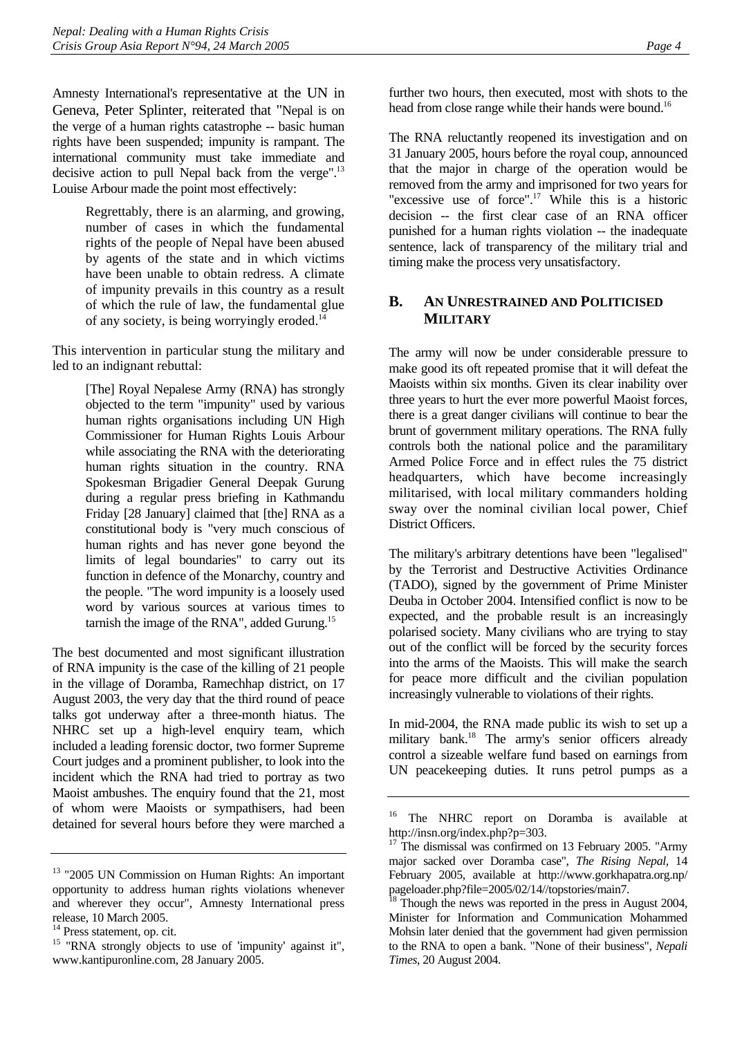Amnesty International's representative at the UN in Geneva, Peter Splinter, reiterated that "Nepal is on the verge of a human rights catastrophe -- basic human rights have been suspended; impunity is rampant. The international community must take immediate and decisive action to pull Nepal back from the verge".[13] Louise Arbour made the point most effectively:

> Regrettably, there is an alarming, and growing, number of cases in which the fundamental rights of the people of Nepal have been abused by agents of the state and in which victims have been unable to obtain redress. A climate of impunity prevails in this country as a result of which the rule of law, the fundamental glue of any society, is being worryingly eroded.[14]

This intervention in particular stung the military and led to an indignant rebuttal:

> [The] Royal Nepalese Army (RNA) has strongly objected to the term "impunity" used by various human rights organisations including UN High Commissioner for Human Rights Louis Arbour while associating the RNA with the deteriorating human rights situation in the country. RNA Spokesman Brigadier General Deepak Gurung during a regular press briefing in Kathmandu Friday [28 January] claimed that [the] RNA as a constitutional body is "very much conscious of human rights and has never gone beyond the limits of legal boundaries" to carry out its function in defence of the Monarchy, country and the people. "The word impunity is a loosely used word by various sources at various times to tarnish the image of the RNA", added Gurung.[15]

The best documented and most significant illustration of RNA impunity is the case of the killing of 21 people in the village of Doramba, Ramechhap district, on 17 August 2003, the very day that the third round of peace talks got underway after a three-month hiatus. The NHRC set up a high-level enquiry team, which included a leading forensic doctor, two former Supreme Court judges and a prominent publisher, to look into the incident which the RNA had tried to portray as two Maoist ambushes. The enquiry found that the 21, most of whom were Maoists or sympathisers, had been detained for several hours before they were marched a further two hours, then executed, most with shots to the head from close range while their hands were bound.[16]

The RNA reluctantly reopened its investigation and on 31 January 2005, hours before the royal coup, announced that the major in charge of the operation would be removed from the army and imprisoned for two years for "excessive use of force".[17] While this is a historic decision -- the first clear case of an RNA officer punished for a human rights violation -- the inadequate sentence, lack of transparency of the military trial and timing make the process very unsatisfactory.

## B. An Unrestrained and Politicised Military

The army will now be under considerable pressure to make good its oft repeated promise that it will defeat the Maoists within six months. Given its clear inability over three years to hurt the ever more powerful Maoist forces, there is a great danger civilians will continue to bear the brunt of government military operations. The RNA fully controls both the national police and the paramilitary Armed Police Force and in effect rules the 75 district headquarters, which have become increasingly militarised, with local military commanders holding sway over the nominal civilian local power, Chief District Officers.

The military's arbitrary detentions have been "legalised" by the Terrorist and Destructive Activities Ordinance (TADO), signed by the government of Prime Minister Deuba in October 2004. Intensified conflict is now to be expected, and the probable result is an increasingly polarised society. Many civilians who are trying to stay out of the conflict will be forced by the security forces into the arms of the Maoists. This will make the search for peace more difficult and the civilian population increasingly vulnerable to violations of their rights.

In mid-2004, the RNA made public its wish to set up a military bank.[18] The army's senior officers already control a sizeable welfare fund based on earnings from UN peacekeeping duties. It runs petrol pumps as a

---

[13] "2005 UN Commission on Human Rights: An important opportunity to address human rights violations whenever and wherever they occur", Amnesty International press release, 10 March 2005.

[14] Press statement, op. cit.

[15] "RNA strongly objects to use of 'impunity' against it", www.kantipuronline.com, 28 January 2005.

[16] The NHRC report on Doramba is available at http://insn.org/index.php?p=303.

[17] The dismissal was confirmed on 13 February 2005. "Army major sacked over Doramba case", *The Rising Nepal*, 14 February 2005, available at http://www.gorkhapatra.org.np/pageloader.php?file=2005/02/14//topstories/main7.

[18] Though the news was reported in the press in August 2004, Minister for Information and Communication Mohammed Mohsin later denied that the government had given permission to the RNA to open a bank. "None of their business", *Nepali Times*, 20 August 2004.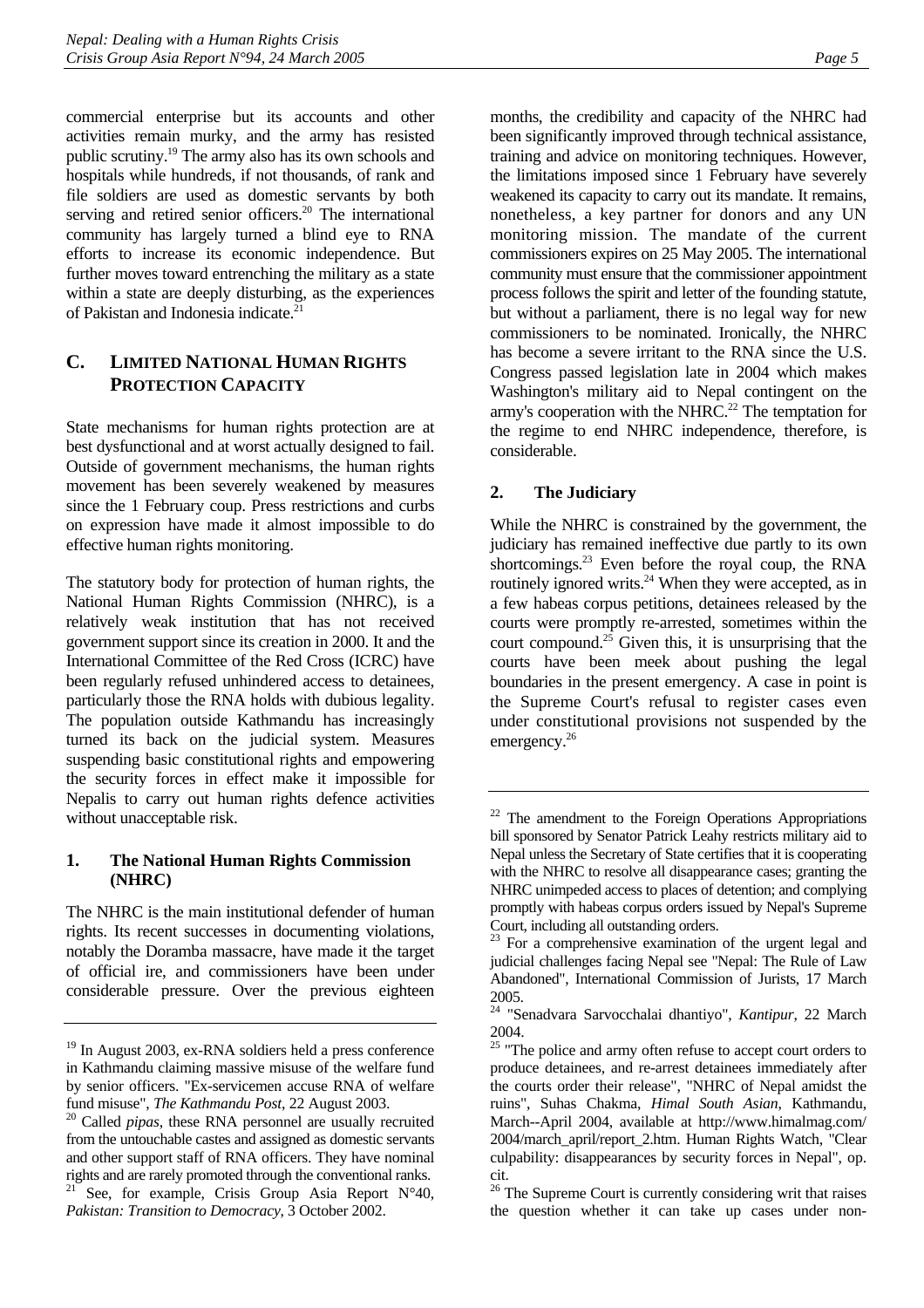commercial enterprise but its accounts and other activities remain murky, and the army has resisted public scrutiny.[19] The army also has its own schools and hospitals while hundreds, if not thousands, of rank and file soldiers are used as domestic servants by both serving and retired senior officers.[20] The international community has largely turned a blind eye to RNA efforts to increase its economic independence. But further moves toward entrenching the military as a state within a state are deeply disturbing, as the experiences of Pakistan and Indonesia indicate.[21]

## C. LIMITED NATIONAL HUMAN RIGHTS PROTECTION CAPACITY

State mechanisms for human rights protection are at best dysfunctional and at worst actually designed to fail. Outside of government mechanisms, the human rights movement has been severely weakened by measures since the 1 February coup. Press restrictions and curbs on expression have made it almost impossible to do effective human rights monitoring.

The statutory body for protection of human rights, the National Human Rights Commission (NHRC), is a relatively weak institution that has not received government support since its creation in 2000. It and the International Committee of the Red Cross (ICRC) have been regularly refused unhindered access to detainees, particularly those the RNA holds with dubious legality. The population outside Kathmandu has increasingly turned its back on the judicial system. Measures suspending basic constitutional rights and empowering the security forces in effect make it impossible for Nepalis to carry out human rights defence activities without unacceptable risk.

### 1. The National Human Rights Commission (NHRC)

The NHRC is the main institutional defender of human rights. Its recent successes in documenting violations, notably the Doramba massacre, have made it the target of official ire, and commissioners have been under considerable pressure. Over the previous eighteen months, the credibility and capacity of the NHRC had been significantly improved through technical assistance, training and advice on monitoring techniques. However, the limitations imposed since 1 February have severely weakened its capacity to carry out its mandate. It remains, nonetheless, a key partner for donors and any UN monitoring mission. The mandate of the current commissioners expires on 25 May 2005. The international community must ensure that the commissioner appointment process follows the spirit and letter of the founding statute, but without a parliament, there is no legal way for new commissioners to be nominated. Ironically, the NHRC has become a severe irritant to the RNA since the U.S. Congress passed legislation late in 2004 which makes Washington's military aid to Nepal contingent on the army's cooperation with the NHRC.[22] The temptation for the regime to end NHRC independence, therefore, is considerable.

### 2. The Judiciary

While the NHRC is constrained by the government, the judiciary has remained ineffective due partly to its own shortcomings.[23] Even before the royal coup, the RNA routinely ignored writs.[24] When they were accepted, as in a few habeas corpus petitions, detainees released by the courts were promptly re-arrested, sometimes within the court compound.[25] Given this, it is unsurprising that the courts have been meek about pushing the legal boundaries in the present emergency. A case in point is the Supreme Court's refusal to register cases even under constitutional provisions not suspended by the emergency.[26]

---

[19] In August 2003, ex-RNA soldiers held a press conference in Kathmandu claiming massive misuse of the welfare fund by senior officers. "Ex-servicemen accuse RNA of welfare fund misuse", *The Kathmandu Post*, 22 August 2003.

[20] Called *pipas*, these RNA personnel are usually recruited from the untouchable castes and assigned as domestic servants and other support staff of RNA officers. They have nominal rights and are rarely promoted through the conventional ranks.

[21] See, for example, Crisis Group Asia Report N°40, *Pakistan: Transition to Democracy*, 3 October 2002.

[22] The amendment to the Foreign Operations Appropriations bill sponsored by Senator Patrick Leahy restricts military aid to Nepal unless the Secretary of State certifies that it is cooperating with the NHRC to resolve all disappearance cases; granting the NHRC unimpeded access to places of detention; and complying promptly with habeas corpus orders issued by Nepal's Supreme Court, including all outstanding orders.

[23] For a comprehensive examination of the urgent legal and judicial challenges facing Nepal see "Nepal: The Rule of Law Abandoned", International Commission of Jurists, 17 March 2005.

[24] "Senadvara Sarvocchalai dhantiyo", *Kantipur*, 22 March 2004.

[25] "The police and army often refuse to accept court orders to produce detainees, and re-arrest detainees immediately after the courts order their release", "NHRC of Nepal amidst the ruins", Suhas Chakma, *Himal South Asian*, Kathmandu, March--April 2004, available at http://www.himalmag.com/2004/march_april/report_2.htm. Human Rights Watch, "Clear culpability: disappearances by security forces in Nepal", op. cit.

[26] The Supreme Court is currently considering writ that raises the question whether it can take up cases under non-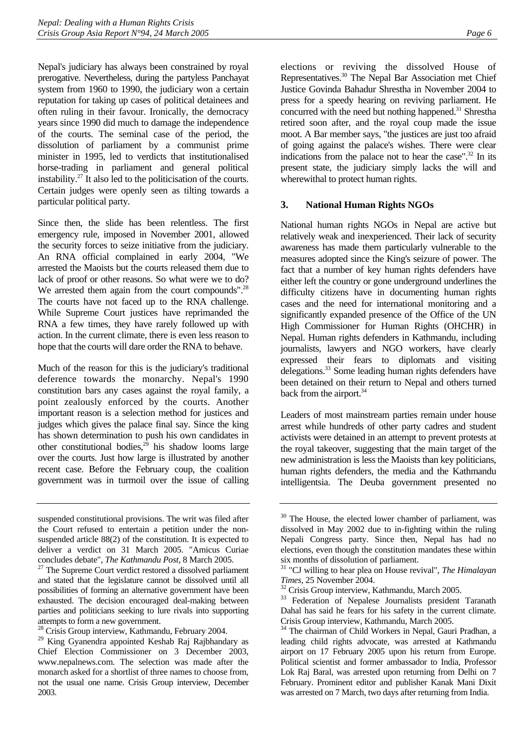Nepal's judiciary has always been constrained by royal prerogative. Nevertheless, during the partyless Panchayat system from 1960 to 1990, the judiciary won a certain reputation for taking up cases of political detainees and often ruling in their favour. Ironically, the democracy years since 1990 did much to damage the independence of the courts. The seminal case of the period, the dissolution of parliament by a communist prime minister in 1995, led to verdicts that institutionalised horse-trading in parliament and general political instability.[27] It also led to the politicisation of the courts. Certain judges were openly seen as tilting towards a particular political party.

Since then, the slide has been relentless. The first emergency rule, imposed in November 2001, allowed the security forces to seize initiative from the judiciary. An RNA official complained in early 2004, "We arrested the Maoists but the courts released them due to lack of proof or other reasons. So what were we to do? We arrested them again from the court compounds".[28] The courts have not faced up to the RNA challenge. While Supreme Court justices have reprimanded the RNA a few times, they have rarely followed up with action. In the current climate, there is even less reason to hope that the courts will dare order the RNA to behave.

Much of the reason for this is the judiciary's traditional deference towards the monarchy. Nepal's 1990 constitution bars any cases against the royal family, a point zealously enforced by the courts. Another important reason is a selection method for justices and judges which gives the palace final say. Since the king has shown determination to push his own candidates in other constitutional bodies,[29] his shadow looms large over the courts. Just how large is illustrated by another recent case. Before the February coup, the coalition government was in turmoil over the issue of calling elections or reviving the dissolved House of Representatives.[30] The Nepal Bar Association met Chief Justice Govinda Bahadur Shrestha in November 2004 to press for a speedy hearing on reviving parliament. He concurred with the need but nothing happened.[31] Shrestha retired soon after, and the royal coup made the issue moot. A Bar member says, "the justices are just too afraid of going against the palace's wishes. There were clear indications from the palace not to hear the case".[32] In its present state, the judiciary simply lacks the will and wherewithal to protect human rights.

### 3. National Human Rights NGOs

National human rights NGOs in Nepal are active but relatively weak and inexperienced. Their lack of security awareness has made them particularly vulnerable to the measures adopted since the King's seizure of power. The fact that a number of key human rights defenders have either left the country or gone underground underlines the difficulty citizens have in documenting human rights cases and the need for international monitoring and a significantly expanded presence of the Office of the UN High Commissioner for Human Rights (OHCHR) in Nepal. Human rights defenders in Kathmandu, including journalists, lawyers and NGO workers, have clearly expressed their fears to diplomats and visiting delegations.[33] Some leading human rights defenders have been detained on their return to Nepal and others turned back from the airport.[34]

Leaders of most mainstream parties remain under house arrest while hundreds of other party cadres and student activists were detained in an attempt to prevent protests at the royal takeover, suggesting that the main target of the new administration is less the Maoists than key politicians, human rights defenders, the media and the Kathmandu intelligentsia. The Deuba government presented no

---

suspended constitutional provisions. The writ was filed after the Court refused to entertain a petition under the non-suspended article 88(2) of the constitution. It is expected to deliver a verdict on 31 March 2005. "Amicus Curiae concludes debate", *The Kathmandu Post*, 8 March 2005.

[27] The Supreme Court verdict restored a dissolved parliament and stated that the legislature cannot be dissolved until all possibilities of forming an alternative government have been exhausted. The decision encouraged deal-making between parties and politicians seeking to lure rivals into supporting attempts to form a new government.

[28] Crisis Group interview, Kathmandu, February 2004.

[29] King Gyanendra appointed Keshab Raj Rajbhandary as Chief Election Commissioner on 3 December 2003, www.nepalnews.com. The selection was made after the monarch asked for a shortlist of three names to choose from, not the usual one name. Crisis Group interview, December 2003.

[30] The House, the elected lower chamber of parliament, was dissolved in May 2002 due to in-fighting within the ruling Nepali Congress party. Since then, Nepal has had no elections, even though the constitution mandates these within six months of dissolution of parliament.

[31] "CJ willing to hear plea on House revival", *The Himalayan Times*, 25 November 2004.

[32] Crisis Group interview, Kathmandu, March 2005.

[33] Federation of Nepalese Journalists president Taranath Dahal has said he fears for his safety in the current climate. Crisis Group interview, Kathmandu, March 2005.

[34] The chairman of Child Workers in Nepal, Gauri Pradhan, a leading child rights advocate, was arrested at Kathmandu airport on 17 February 2005 upon his return from Europe. Political scientist and former ambassador to India, Professor Lok Raj Baral, was arrested upon returning from Delhi on 7 February. Prominent editor and publisher Kanak Mani Dixit was arrested on 7 March, two days after returning from India.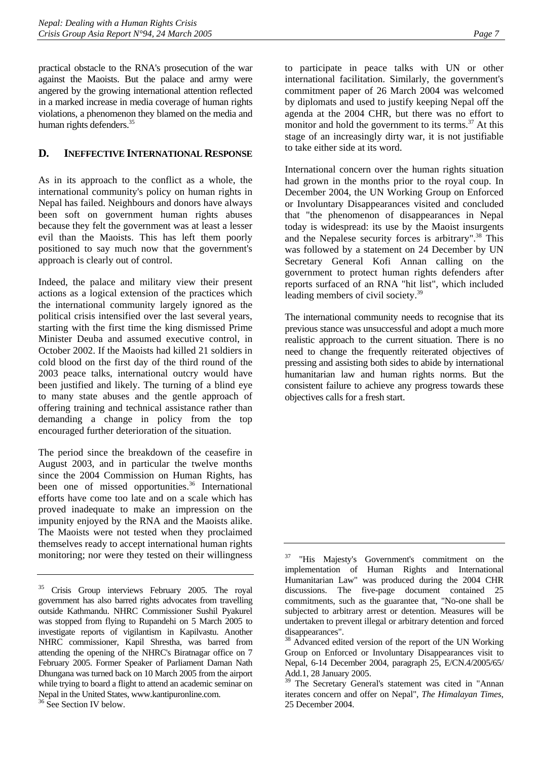practical obstacle to the RNA's prosecution of the war against the Maoists. But the palace and army were angered by the growing international attention reflected in a marked increase in media coverage of human rights violations, a phenomenon they blamed on the media and human rights defenders.[35]

## D. INEFFECTIVE INTERNATIONAL RESPONSE

As in its approach to the conflict as a whole, the international community's policy on human rights in Nepal has failed. Neighbours and donors have always been soft on government human rights abuses because they felt the government was at least a lesser evil than the Maoists. This has left them poorly positioned to say much now that the government's approach is clearly out of control.

Indeed, the palace and military view their present actions as a logical extension of the practices which the international community largely ignored as the political crisis intensified over the last several years, starting with the first time the king dismissed Prime Minister Deuba and assumed executive control, in October 2002. If the Maoists had killed 21 soldiers in cold blood on the first day of the third round of the 2003 peace talks, international outcry would have been justified and likely. The turning of a blind eye to many state abuses and the gentle approach of offering training and technical assistance rather than demanding a change in policy from the top encouraged further deterioration of the situation.

The period since the breakdown of the ceasefire in August 2003, and in particular the twelve months since the 2004 Commission on Human Rights, has been one of missed opportunities.[36] International efforts have come too late and on a scale which has proved inadequate to make an impression on the impunity enjoyed by the RNA and the Maoists alike. The Maoists were not tested when they proclaimed themselves ready to accept international human rights monitoring; nor were they tested on their willingness to participate in peace talks with UN or other international facilitation. Similarly, the government's commitment paper of 26 March 2004 was welcomed by diplomats and used to justify keeping Nepal off the agenda at the 2004 CHR, but there was no effort to monitor and hold the government to its terms.[37] At this stage of an increasingly dirty war, it is not justifiable to take either side at its word.

International concern over the human rights situation had grown in the months prior to the royal coup. In December 2004, the UN Working Group on Enforced or Involuntary Disappearances visited and concluded that "the phenomenon of disappearances in Nepal today is widespread: its use by the Maoist insurgents and the Nepalese security forces is arbitrary".[38] This was followed by a statement on 24 December by UN Secretary General Kofi Annan calling on the government to protect human rights defenders after reports surfaced of an RNA "hit list", which included leading members of civil society.[39]

The international community needs to recognise that its previous stance was unsuccessful and adopt a much more realistic approach to the current situation. There is no need to change the frequently reiterated objectives of pressing and assisting both sides to abide by international humanitarian law and human rights norms. But the consistent failure to achieve any progress towards these objectives calls for a fresh start.

---

[35] Crisis Group interviews February 2005. The royal government has also barred rights advocates from travelling outside Kathmandu. NHRC Commissioner Sushil Pyakurel was stopped from flying to Rupandehi on 5 March 2005 to investigate reports of vigilantism in Kapilvastu. Another NHRC commissioner, Kapil Shrestha, was barred from attending the opening of the NHRC's Biratnagar office on 7 February 2005. Former Speaker of Parliament Daman Nath Dhungana was turned back on 10 March 2005 from the airport while trying to board a flight to attend an academic seminar on Nepal in the United States, www.kantipuronline.com.

[36] See Section IV below.

[37] "His Majesty's Government's commitment on the implementation of Human Rights and International Humanitarian Law" was produced during the 2004 CHR discussions. The five-page document contained 25 commitments, such as the guarantee that, "No-one shall be subjected to arbitrary arrest or detention. Measures will be undertaken to prevent illegal or arbitrary detention and forced disappearances".

[38] Advanced edited version of the report of the UN Working Group on Enforced or Involuntary Disappearances visit to Nepal, 6-14 December 2004, paragraph 25, E/CN.4/2005/65/Add.1, 28 January 2005.

[39] The Secretary General's statement was cited in "Annan iterates concern and offer on Nepal", *The Himalayan Times*, 25 December 2004.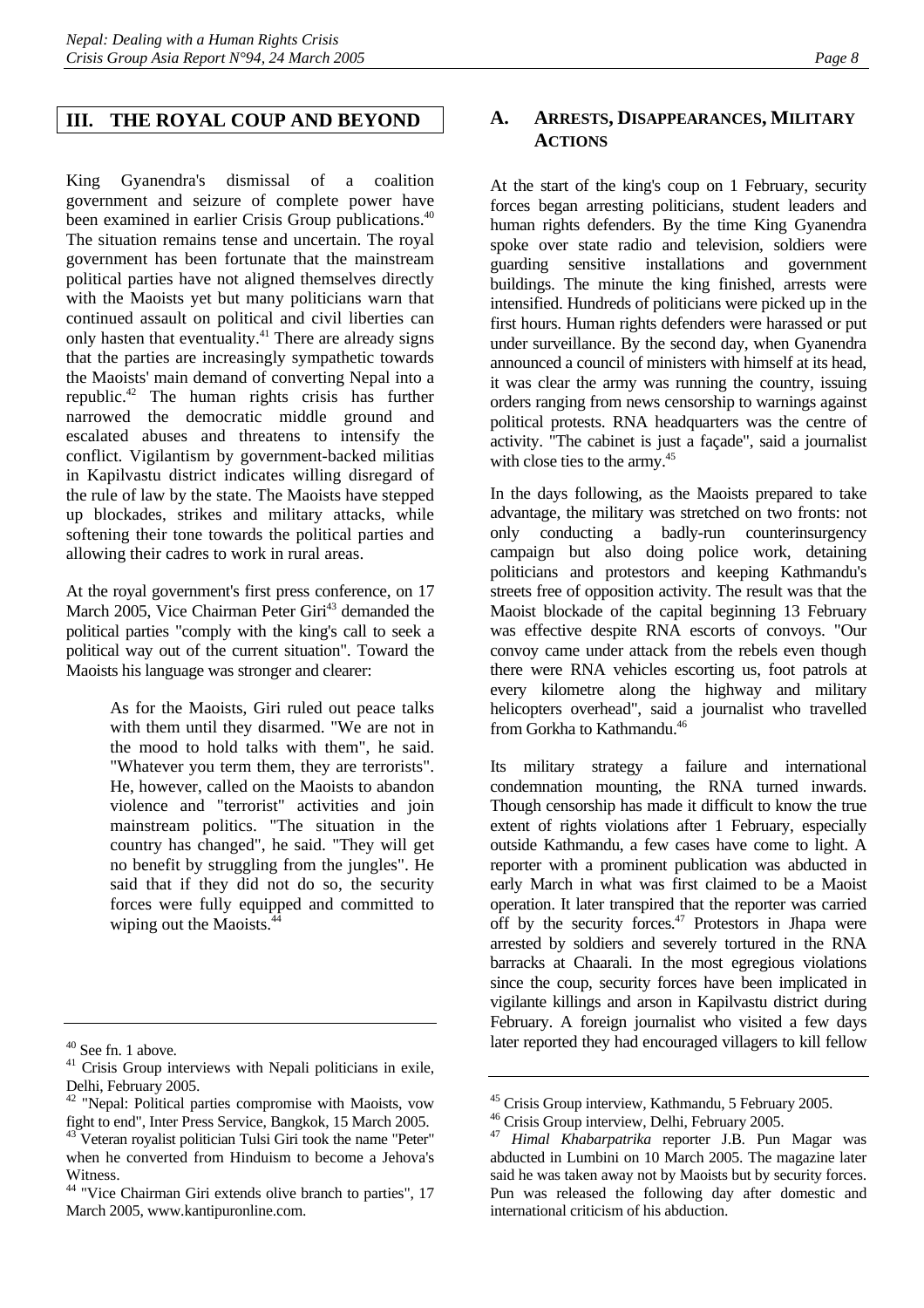## III. THE ROYAL COUP AND BEYOND

King Gyanendra's dismissal of a coalition government and seizure of complete power have been examined in earlier Crisis Group publications.[40] The situation remains tense and uncertain. The royal government has been fortunate that the mainstream political parties have not aligned themselves directly with the Maoists yet but many politicians warn that continued assault on political and civil liberties can only hasten that eventuality.[41] There are already signs that the parties are increasingly sympathetic towards the Maoists' main demand of converting Nepal into a republic.[42] The human rights crisis has further narrowed the democratic middle ground and escalated abuses and threatens to intensify the conflict. Vigilantism by government-backed militias in Kapilvastu district indicates willing disregard of the rule of law by the state. The Maoists have stepped up blockades, strikes and military attacks, while softening their tone towards the political parties and allowing their cadres to work in rural areas.

At the royal government's first press conference, on 17 March 2005, Vice Chairman Peter Giri[43] demanded the political parties "comply with the king's call to seek a political way out of the current situation". Toward the Maoists his language was stronger and clearer:

> As for the Maoists, Giri ruled out peace talks with them until they disarmed. "We are not in the mood to hold talks with them", he said. "Whatever you term them, they are terrorists". He, however, called on the Maoists to abandon violence and "terrorist" activities and join mainstream politics. "The situation in the country has changed", he said. "They will get no benefit by struggling from the jungles". He said that if they did not do so, the security forces were fully equipped and committed to wiping out the Maoists.[44]

### A. ARRESTS, DISAPPEARANCES, MILITARY ACTIONS

At the start of the king's coup on 1 February, security forces began arresting politicians, student leaders and human rights defenders. By the time King Gyanendra spoke over state radio and television, soldiers were guarding sensitive installations and government buildings. The minute the king finished, arrests were intensified. Hundreds of politicians were picked up in the first hours. Human rights defenders were harassed or put under surveillance. By the second day, when Gyanendra announced a council of ministers with himself at its head, it was clear the army was running the country, issuing orders ranging from news censorship to warnings against political protests. RNA headquarters was the centre of activity. "The cabinet is just a façade", said a journalist with close ties to the army.[45]

In the days following, as the Maoists prepared to take advantage, the military was stretched on two fronts: not only conducting a badly-run counterinsurgency campaign but also doing police work, detaining politicians and protestors and keeping Kathmandu's streets free of opposition activity. The result was that the Maoist blockade of the capital beginning 13 February was effective despite RNA escorts of convoys. "Our convoy came under attack from the rebels even though there were RNA vehicles escorting us, foot patrols at every kilometre along the highway and military helicopters overhead", said a journalist who travelled from Gorkha to Kathmandu.[46]

Its military strategy a failure and international condemnation mounting, the RNA turned inwards. Though censorship has made it difficult to know the true extent of rights violations after 1 February, especially outside Kathmandu, a few cases have come to light. A reporter with a prominent publication was abducted in early March in what was first claimed to be a Maoist operation. It later transpired that the reporter was carried off by the security forces.[47] Protestors in Jhapa were arrested by soldiers and severely tortured in the RNA barracks at Chaarali. In the most egregious violations since the coup, security forces have been implicated in vigilante killings and arson in Kapilvastu district during February. A foreign journalist who visited a few days later reported they had encouraged villagers to kill fellow

---

[40] See fn. 1 above.

[41] Crisis Group interviews with Nepali politicians in exile, Delhi, February 2005.

[42] "Nepal: Political parties compromise with Maoists, vow fight to end", Inter Press Service, Bangkok, 15 March 2005.

[43] Veteran royalist politician Tulsi Giri took the name "Peter" when he converted from Hinduism to become a Jehova's Witness.

[44] "Vice Chairman Giri extends olive branch to parties", 17 March 2005, www.kantipuronline.com.

[45] Crisis Group interview, Kathmandu, 5 February 2005.

[46] Crisis Group interview, Delhi, February 2005.

[47] *Himal Khabarpatrika* reporter J.B. Pun Magar was abducted in Lumbini on 10 March 2005. The magazine later said he was taken away not by Maoists but by security forces. Pun was released the following day after domestic and international criticism of his abduction.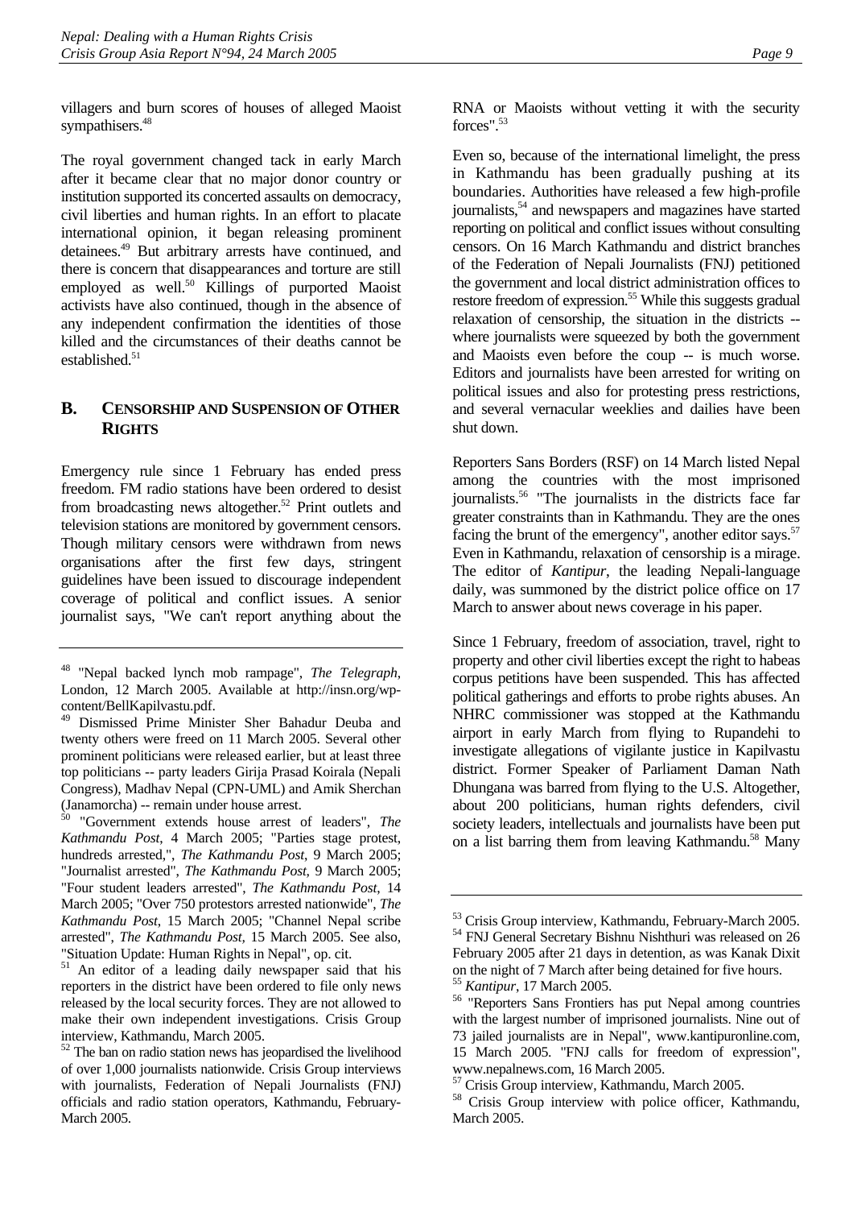villagers and burn scores of houses of alleged Maoist sympathisers.[48]

The royal government changed tack in early March after it became clear that no major donor country or institution supported its concerted assaults on democracy, civil liberties and human rights. In an effort to placate international opinion, it began releasing prominent detainees.[49] But arbitrary arrests have continued, and there is concern that disappearances and torture are still employed as well.[50] Killings of purported Maoist activists have also continued, though in the absence of any independent confirmation the identities of those killed and the circumstances of their deaths cannot be established.[51]

## B. CENSORSHIP AND SUSPENSION OF OTHER RIGHTS

Emergency rule since 1 February has ended press freedom. FM radio stations have been ordered to desist from broadcasting news altogether.[52] Print outlets and television stations are monitored by government censors. Though military censors were withdrawn from news organisations after the first few days, stringent guidelines have been issued to discourage independent coverage of political and conflict issues. A senior journalist says, "We can't report anything about the RNA or Maoists without vetting it with the security forces".[53]

Even so, because of the international limelight, the press in Kathmandu has been gradually pushing at its boundaries. Authorities have released a few high-profile journalists,[54] and newspapers and magazines have started reporting on political and conflict issues without consulting censors. On 16 March Kathmandu and district branches of the Federation of Nepali Journalists (FNJ) petitioned the government and local district administration offices to restore freedom of expression.[55] While this suggests gradual relaxation of censorship, the situation in the districts -- where journalists were squeezed by both the government and Maoists even before the coup -- is much worse. Editors and journalists have been arrested for writing on political issues and also for protesting press restrictions, and several vernacular weeklies and dailies have been shut down.

Reporters Sans Borders (RSF) on 14 March listed Nepal among the countries with the most imprisoned journalists.[56] "The journalists in the districts face far greater constraints than in Kathmandu. They are the ones facing the brunt of the emergency", another editor says.[57] Even in Kathmandu, relaxation of censorship is a mirage. The editor of *Kantipur*, the leading Nepali-language daily, was summoned by the district police office on 17 March to answer about news coverage in his paper.

Since 1 February, freedom of association, travel, right to property and other civil liberties except the right to habeas corpus petitions have been suspended. This has affected political gatherings and efforts to probe rights abuses. An NHRC commissioner was stopped at the Kathmandu airport in early March from flying to Rupandehi to investigate allegations of vigilante justice in Kapilvastu district. Former Speaker of Parliament Daman Nath Dhungana was barred from flying to the U.S. Altogether, about 200 politicians, human rights defenders, civil society leaders, intellectuals and journalists have been put on a list barring them from leaving Kathmandu.[58] Many

---

[48] "Nepal backed lynch mob rampage", *The Telegraph*, London, 12 March 2005. Available at http://insn.org/wp-content/BellKapilvastu.pdf.

[49] Dismissed Prime Minister Sher Bahadur Deuba and twenty others were freed on 11 March 2005. Several other prominent politicians were released earlier, but at least three top politicians -- party leaders Girija Prasad Koirala (Nepali Congress), Madhav Nepal (CPN-UML) and Amik Sherchan (Janamorcha) -- remain under house arrest.

[50] "Government extends house arrest of leaders", *The Kathmandu Post*, 4 March 2005; "Parties stage protest, hundreds arrested,", *The Kathmandu Post*, 9 March 2005; "Journalist arrested", *The Kathmandu Post*, 9 March 2005; "Four student leaders arrested", *The Kathmandu Post*, 14 March 2005; "Over 750 protestors arrested nationwide", *The Kathmandu Post*, 15 March 2005; "Channel Nepal scribe arrested", *The Kathmandu Post*, 15 March 2005. See also, "Situation Update: Human Rights in Nepal", op. cit.

[51] An editor of a leading daily newspaper said that his reporters in the district have been ordered to file only news released by the local security forces. They are not allowed to make their own independent investigations. Crisis Group interview, Kathmandu, March 2005.

[52] The ban on radio station news has jeopardised the livelihood of over 1,000 journalists nationwide. Crisis Group interviews with journalists, Federation of Nepali Journalists (FNJ) officials and radio station operators, Kathmandu, February-March 2005.

[53] Crisis Group interview, Kathmandu, February-March 2005.

[54] FNJ General Secretary Bishnu Nishthuri was released on 26 February 2005 after 21 days in detention, as was Kanak Dixit on the night of 7 March after being detained for five hours.

[55] *Kantipur*, 17 March 2005.

[56] "Reporters Sans Frontiers has put Nepal among countries with the largest number of imprisoned journalists. Nine out of 73 jailed journalists are in Nepal", www.kantipuronline.com, 15 March 2005. "FNJ calls for freedom of expression", www.nepalnews.com, 16 March 2005.

[57] Crisis Group interview, Kathmandu, March 2005.

[58] Crisis Group interview with police officer, Kathmandu, March 2005.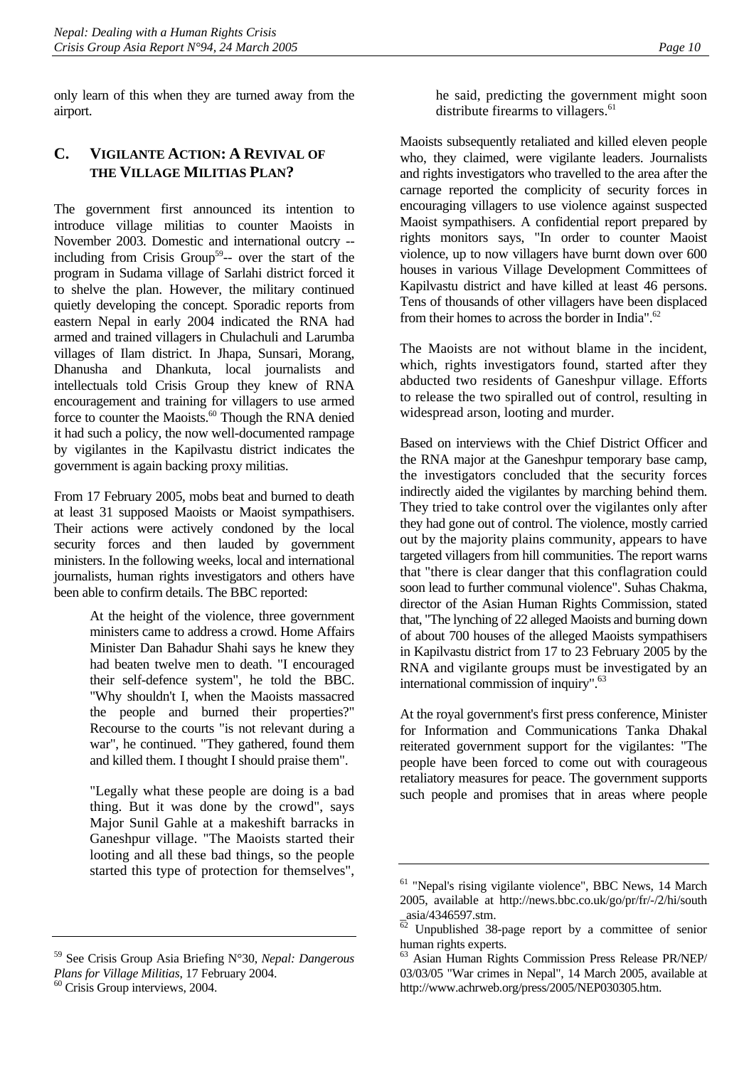only learn of this when they are turned away from the airport.

### C. VIGILANTE ACTION: A REVIVAL OF THE VILLAGE MILITIAS PLAN?

The government first announced its intention to introduce village militias to counter Maoists in November 2003. Domestic and international outcry -- including from Crisis Group[59]-- over the start of the program in Sudama village of Sarlahi district forced it to shelve the plan. However, the military continued quietly developing the concept. Sporadic reports from eastern Nepal in early 2004 indicated the RNA had armed and trained villagers in Chulachuli and Larumba villages of Ilam district. In Jhapa, Sunsari, Morang, Dhanusha and Dhankuta, local journalists and intellectuals told Crisis Group they knew of RNA encouragement and training for villagers to use armed force to counter the Maoists.[60] Though the RNA denied it had such a policy, the now well-documented rampage by vigilantes in the Kapilvastu district indicates the government is again backing proxy militias.

From 17 February 2005, mobs beat and burned to death at least 31 supposed Maoists or Maoist sympathisers. Their actions were actively condoned by the local security forces and then lauded by government ministers. In the following weeks, local and international journalists, human rights investigators and others have been able to confirm details. The BBC reported:

> At the height of the violence, three government ministers came to address a crowd. Home Affairs Minister Dan Bahadur Shahi says he knew they had beaten twelve men to death. "I encouraged their self-defence system", he told the BBC. "Why shouldn't I, when the Maoists massacred the people and burned their properties?" Recourse to the courts "is not relevant during a war", he continued. "They gathered, found them and killed them. I thought I should praise them".
>
> "Legally what these people are doing is a bad thing. But it was done by the crowd", says Major Sunil Gahle at a makeshift barracks in Ganeshpur village. "The Maoists started their looting and all these bad things, so the people started this type of protection for themselves", he said, predicting the government might soon distribute firearms to villagers.[61]

Maoists subsequently retaliated and killed eleven people who, they claimed, were vigilante leaders. Journalists and rights investigators who travelled to the area after the carnage reported the complicity of security forces in encouraging villagers to use violence against suspected Maoist sympathisers. A confidential report prepared by rights monitors says, "In order to counter Maoist violence, up to now villagers have burnt down over 600 houses in various Village Development Committees of Kapilvastu district and have killed at least 46 persons. Tens of thousands of other villagers have been displaced from their homes to across the border in India".[62]

The Maoists are not without blame in the incident, which, rights investigators found, started after they abducted two residents of Ganeshpur village. Efforts to release the two spiralled out of control, resulting in widespread arson, looting and murder.

Based on interviews with the Chief District Officer and the RNA major at the Ganeshpur temporary base camp, the investigators concluded that the security forces indirectly aided the vigilantes by marching behind them. They tried to take control over the vigilantes only after they had gone out of control. The violence, mostly carried out by the majority plains community, appears to have targeted villagers from hill communities. The report warns that "there is clear danger that this conflagration could soon lead to further communal violence". Suhas Chakma, director of the Asian Human Rights Commission, stated that, "The lynching of 22 alleged Maoists and burning down of about 700 houses of the alleged Maoists sympathisers in Kapilvastu district from 17 to 23 February 2005 by the RNA and vigilante groups must be investigated by an international commission of inquiry".[63]

At the royal government's first press conference, Minister for Information and Communications Tanka Dhakal reiterated government support for the vigilantes: "The people have been forced to come out with courageous retaliatory measures for peace. The government supports such people and promises that in areas where people

---

[59] See Crisis Group Asia Briefing N°30, *Nepal: Dangerous Plans for Village Militias*, 17 February 2004.

[60] Crisis Group interviews, 2004.

[61] "Nepal's rising vigilante violence", BBC News, 14 March 2005, available at http://news.bbc.co.uk/go/pr/fr/-/2/hi/south_asia/4346597.stm.

[62] Unpublished 38-page report by a committee of senior human rights experts.

[63] Asian Human Rights Commission Press Release PR/NEP/03/03/05 "War crimes in Nepal", 14 March 2005, available at http://www.achrweb.org/press/2005/NEP030305.htm.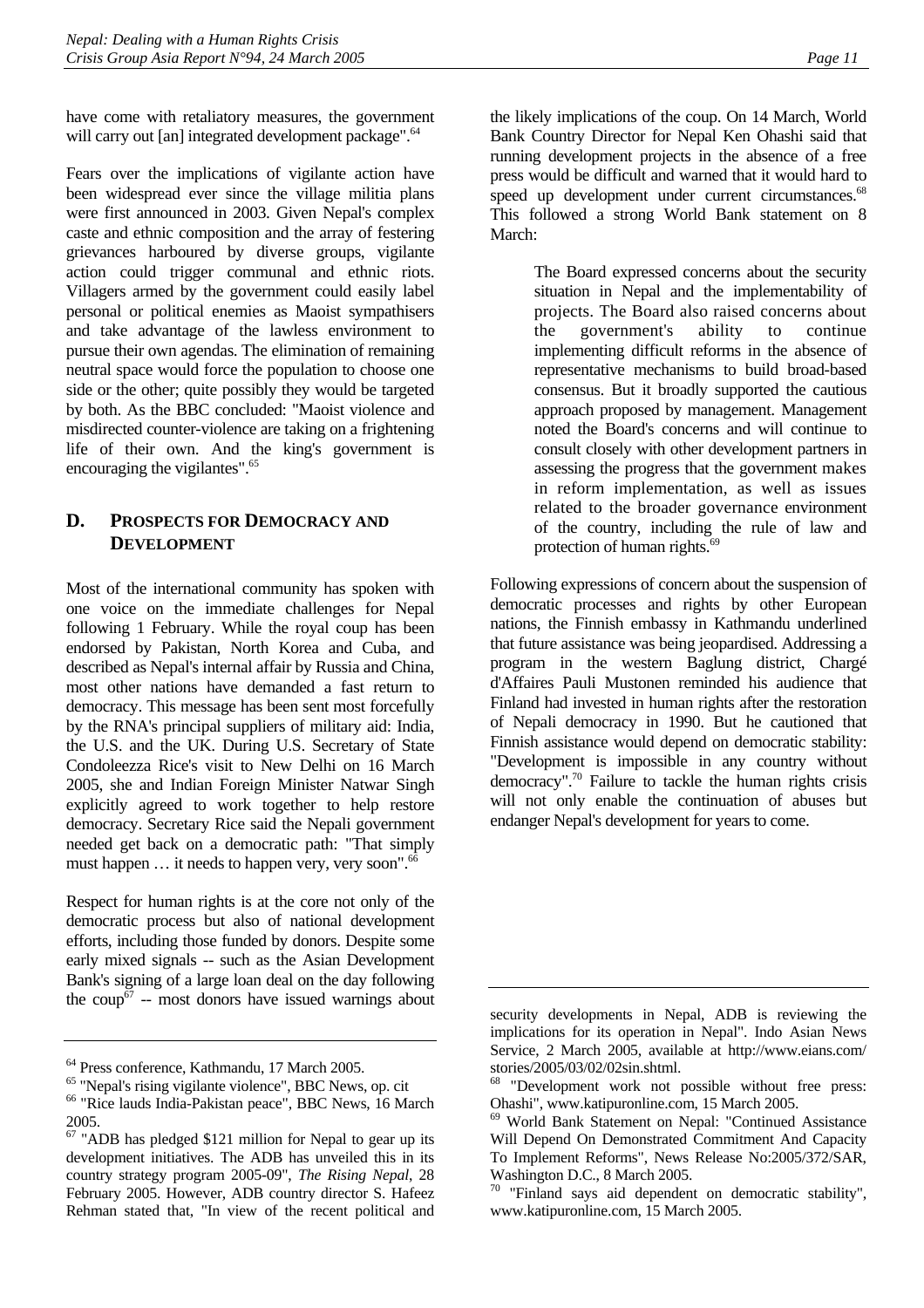have come with retaliatory measures, the government will carry out [an] integrated development package".[64]

Fears over the implications of vigilante action have been widespread ever since the village militia plans were first announced in 2003. Given Nepal's complex caste and ethnic composition and the array of festering grievances harboured by diverse groups, vigilante action could trigger communal and ethnic riots. Villagers armed by the government could easily label personal or political enemies as Maoist sympathisers and take advantage of the lawless environment to pursue their own agendas. The elimination of remaining neutral space would force the population to choose one side or the other; quite possibly they would be targeted by both. As the BBC concluded: "Maoist violence and misdirected counter-violence are taking on a frightening life of their own. And the king's government is encouraging the vigilantes".[65]

## D. PROSPECTS FOR DEMOCRACY AND DEVELOPMENT

Most of the international community has spoken with one voice on the immediate challenges for Nepal following 1 February. While the royal coup has been endorsed by Pakistan, North Korea and Cuba, and described as Nepal's internal affair by Russia and China, most other nations have demanded a fast return to democracy. This message has been sent most forcefully by the RNA's principal suppliers of military aid: India, the U.S. and the UK. During U.S. Secretary of State Condoleezza Rice's visit to New Delhi on 16 March 2005, she and Indian Foreign Minister Natwar Singh explicitly agreed to work together to help restore democracy. Secretary Rice said the Nepali government needed get back on a democratic path: "That simply must happen … it needs to happen very, very soon".[66]

Respect for human rights is at the core not only of the democratic process but also of national development efforts, including those funded by donors. Despite some early mixed signals -- such as the Asian Development Bank's signing of a large loan deal on the day following the coup[67] -- most donors have issued warnings about the likely implications of the coup. On 14 March, World Bank Country Director for Nepal Ken Ohashi said that running development projects in the absence of a free press would be difficult and warned that it would hard to speed up development under current circumstances.[68] This followed a strong World Bank statement on 8 March:

> The Board expressed concerns about the security situation in Nepal and the implementability of projects. The Board also raised concerns about the government's ability to continue implementing difficult reforms in the absence of representative mechanisms to build broad-based consensus. But it broadly supported the cautious approach proposed by management. Management noted the Board's concerns and will continue to consult closely with other development partners in assessing the progress that the government makes in reform implementation, as well as issues related to the broader governance environment of the country, including the rule of law and protection of human rights.[69]

Following expressions of concern about the suspension of democratic processes and rights by other European nations, the Finnish embassy in Kathmandu underlined that future assistance was being jeopardised. Addressing a program in the western Baglung district, Chargé d'Affaires Pauli Mustonen reminded his audience that Finland had invested in human rights after the restoration of Nepali democracy in 1990. But he cautioned that Finnish assistance would depend on democratic stability: "Development is impossible in any country without democracy".[70] Failure to tackle the human rights crisis will not only enable the continuation of abuses but endanger Nepal's development for years to come.

---

[64] Press conference, Kathmandu, 17 March 2005.

[65] "Nepal's rising vigilante violence", BBC News, op. cit

[66] "Rice lauds India-Pakistan peace", BBC News, 16 March 2005.

[67] "ADB has pledged $121 million for Nepal to gear up its development initiatives. The ADB has unveiled this in its country strategy program 2005-09", *The Rising Nepal*, 28 February 2005. However, ADB country director S. Hafeez Rehman stated that, "In view of the recent political and security developments in Nepal, ADB is reviewing the implications for its operation in Nepal". Indo Asian News Service, 2 March 2005, available at http://www.eians.com/stories/2005/03/02/02sin.shtml.

[68] "Development work not possible without free press: Ohashi", www.katipuronline.com, 15 March 2005.

[69] World Bank Statement on Nepal: "Continued Assistance Will Depend On Demonstrated Commitment And Capacity To Implement Reforms", News Release No:2005/372/SAR, Washington D.C., 8 March 2005.

[70] "Finland says aid dependent on democratic stability", www.katipuronline.com, 15 March 2005.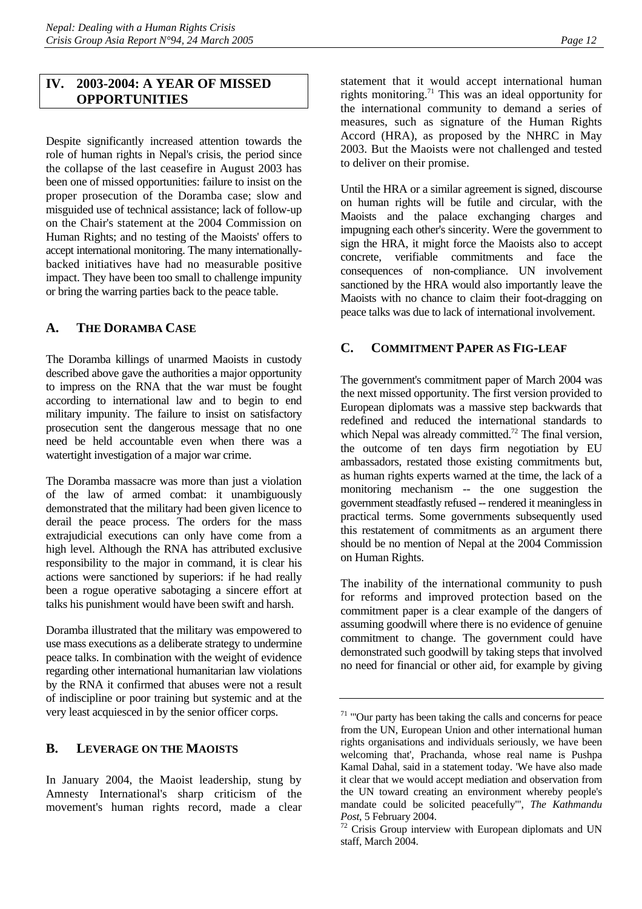## IV. 2003-2004: A YEAR OF MISSED OPPORTUNITIES

Despite significantly increased attention towards the role of human rights in Nepal's crisis, the period since the collapse of the last ceasefire in August 2003 has been one of missed opportunities: failure to insist on the proper prosecution of the Doramba case; slow and misguided use of technical assistance; lack of follow-up on the Chair's statement at the 2004 Commission on Human Rights; and no testing of the Maoists' offers to accept international monitoring. The many internationally-backed initiatives have had no measurable positive impact. They have been too small to challenge impunity or bring the warring parties back to the peace table.

### A. The Doramba Case

The Doramba killings of unarmed Maoists in custody described above gave the authorities a major opportunity to impress on the RNA that the war must be fought according to international law and to begin to end military impunity. The failure to insist on satisfactory prosecution sent the dangerous message that no one need be held accountable even when there was a watertight investigation of a major war crime.

The Doramba massacre was more than just a violation of the law of armed combat: it unambiguously demonstrated that the military had been given licence to derail the peace process. The orders for the mass extrajudicial executions can only have come from a high level. Although the RNA has attributed exclusive responsibility to the major in command, it is clear his actions were sanctioned by superiors: if he had really been a rogue operative sabotaging a sincere effort at talks his punishment would have been swift and harsh.

Doramba illustrated that the military was empowered to use mass executions as a deliberate strategy to undermine peace talks. In combination with the weight of evidence regarding other international humanitarian law violations by the RNA it confirmed that abuses were not a result of indiscipline or poor training but systemic and at the very least acquiesced in by the senior officer corps.

### B. Leverage on the Maoists

In January 2004, the Maoist leadership, stung by Amnesty International's sharp criticism of the movement's human rights record, made a clear statement that it would accept international human rights monitoring.[71] This was an ideal opportunity for the international community to demand a series of measures, such as signature of the Human Rights Accord (HRA), as proposed by the NHRC in May 2003. But the Maoists were not challenged and tested to deliver on their promise.

Until the HRA or a similar agreement is signed, discourse on human rights will be futile and circular, with the Maoists and the palace exchanging charges and impugning each other's sincerity. Were the government to sign the HRA, it might force the Maoists also to accept concrete, verifiable commitments and face the consequences of non-compliance. UN involvement sanctioned by the HRA would also importantly leave the Maoists with no chance to claim their foot-dragging on peace talks was due to lack of international involvement.

### C. Commitment Paper as Fig-leaf

The government's commitment paper of March 2004 was the next missed opportunity. The first version provided to European diplomats was a massive step backwards that redefined and reduced the international standards to which Nepal was already committed.[72] The final version, the outcome of ten days firm negotiation by EU ambassadors, restated those existing commitments but, as human rights experts warned at the time, the lack of a monitoring mechanism -- the one suggestion the government steadfastly refused -- rendered it meaningless in practical terms. Some governments subsequently used this restatement of commitments as an argument there should be no mention of Nepal at the 2004 Commission on Human Rights.

The inability of the international community to push for reforms and improved protection based on the commitment paper is a clear example of the dangers of assuming goodwill where there is no evidence of genuine commitment to change. The government could have demonstrated such goodwill by taking steps that involved no need for financial or other aid, for example by giving

---

[71] "'Our party has been taking the calls and concerns for peace from the UN, European Union and other international human rights organisations and individuals seriously, we have been welcoming that', Prachanda, whose real name is Pushpa Kamal Dahal, said in a statement today. 'We have also made it clear that we would accept mediation and observation from the UN toward creating an environment whereby people's mandate could be solicited peacefully'", *The Kathmandu Post*, 5 February 2004.

[72] Crisis Group interview with European diplomats and UN staff, March 2004.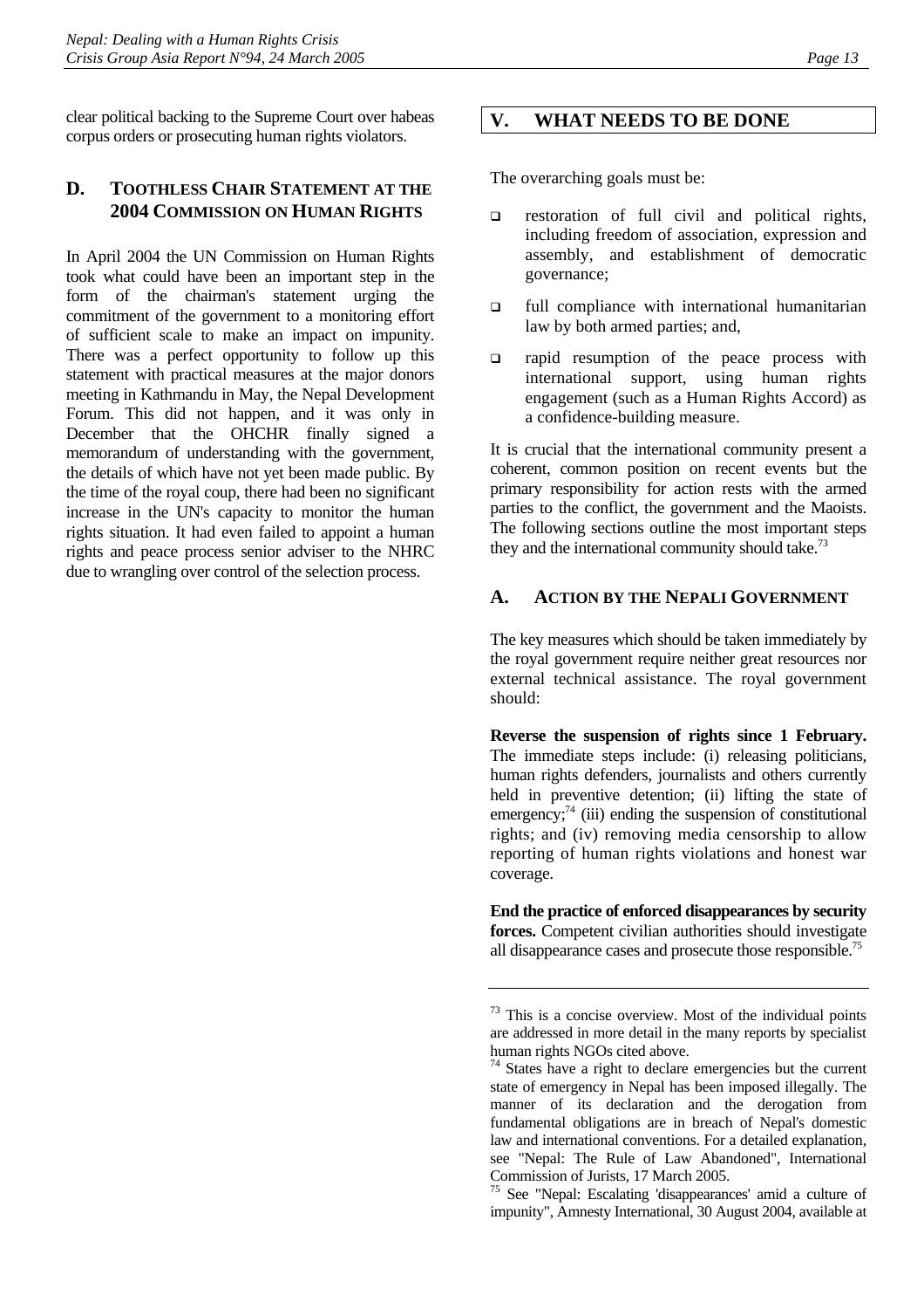clear political backing to the Supreme Court over habeas corpus orders or prosecuting human rights violators.

### D. TOOTHLESS CHAIR STATEMENT AT THE 2004 COMMISSION ON HUMAN RIGHTS

In April 2004 the UN Commission on Human Rights took what could have been an important step in the form of the chairman's statement urging the commitment of the government to a monitoring effort of sufficient scale to make an impact on impunity. There was a perfect opportunity to follow up this statement with practical measures at the major donors meeting in Kathmandu in May, the Nepal Development Forum. This did not happen, and it was only in December that the OHCHR finally signed a memorandum of understanding with the government, the details of which have not yet been made public. By the time of the royal coup, there had been no significant increase in the UN's capacity to monitor the human rights situation. It had even failed to appoint a human rights and peace process senior adviser to the NHRC due to wrangling over control of the selection process.

## V. WHAT NEEDS TO BE DONE

The overarching goals must be:

- restoration of full civil and political rights, including freedom of association, expression and assembly, and establishment of democratic governance;
- full compliance with international humanitarian law by both armed parties; and,
- rapid resumption of the peace process with international support, using human rights engagement (such as a Human Rights Accord) as a confidence-building measure.

It is crucial that the international community present a coherent, common position on recent events but the primary responsibility for action rests with the armed parties to the conflict, the government and the Maoists. The following sections outline the most important steps they and the international community should take.[73]

### A. ACTION BY THE NEPALI GOVERNMENT

The key measures which should be taken immediately by the royal government require neither great resources nor external technical assistance. The royal government should:

**Reverse the suspension of rights since 1 February.** The immediate steps include: (i) releasing politicians, human rights defenders, journalists and others currently held in preventive detention; (ii) lifting the state of emergency;[74] (iii) ending the suspension of constitutional rights; and (iv) removing media censorship to allow reporting of human rights violations and honest war coverage.

**End the practice of enforced disappearances by security forces.** Competent civilian authorities should investigate all disappearance cases and prosecute those responsible.[75]

---

[73] This is a concise overview. Most of the individual points are addressed in more detail in the many reports by specialist human rights NGOs cited above.

[74] States have a right to declare emergencies but the current state of emergency in Nepal has been imposed illegally. The manner of its declaration and the derogation from fundamental obligations are in breach of Nepal's domestic law and international conventions. For a detailed explanation, see "Nepal: The Rule of Law Abandoned", International Commission of Jurists, 17 March 2005.

[75] See "Nepal: Escalating 'disappearances' amid a culture of impunity", Amnesty International, 30 August 2004, available at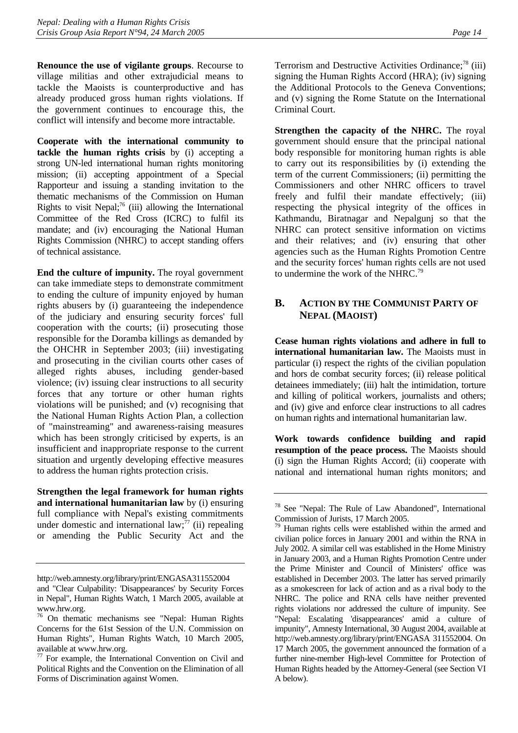**Renounce the use of vigilante groups**. Recourse to village militias and other extrajudicial means to tackle the Maoists is counterproductive and has already produced gross human rights violations. If the government continues to encourage this, the conflict will intensify and become more intractable.

**Cooperate with the international community to tackle the human rights crisis** by (i) accepting a strong UN-led international human rights monitoring mission; (ii) accepting appointment of a Special Rapporteur and issuing a standing invitation to the thematic mechanisms of the Commission on Human Rights to visit Nepal;[76] (iii) allowing the International Committee of the Red Cross (ICRC) to fulfil its mandate; and (iv) encouraging the National Human Rights Commission (NHRC) to accept standing offers of technical assistance.

**End the culture of impunity.** The royal government can take immediate steps to demonstrate commitment to ending the culture of impunity enjoyed by human rights abusers by (i) guaranteeing the independence of the judiciary and ensuring security forces' full cooperation with the courts; (ii) prosecuting those responsible for the Doramba killings as demanded by the OHCHR in September 2003; (iii) investigating and prosecuting in the civilian courts other cases of alleged rights abuses, including gender-based violence; (iv) issuing clear instructions to all security forces that any torture or other human rights violations will be punished; and (v) recognising that the National Human Rights Action Plan, a collection of "mainstreaming" and awareness-raising measures which has been strongly criticised by experts, is an insufficient and inappropriate response to the current situation and urgently developing effective measures to address the human rights protection crisis.

**Strengthen the legal framework for human rights and international humanitarian law** by (i) ensuring full compliance with Nepal's existing commitments under domestic and international law;[77] (ii) repealing or amending the Public Security Act and the Terrorism and Destructive Activities Ordinance;[78] (iii) signing the Human Rights Accord (HRA); (iv) signing the Additional Protocols to the Geneva Conventions; and (v) signing the Rome Statute on the International Criminal Court.

**Strengthen the capacity of the NHRC.** The royal government should ensure that the principal national body responsible for monitoring human rights is able to carry out its responsibilities by (i) extending the term of the current Commissioners; (ii) permitting the Commissioners and other NHRC officers to travel freely and fulfil their mandate effectively; (iii) respecting the physical integrity of the offices in Kathmandu, Biratnagar and Nepalgunj so that the NHRC can protect sensitive information on victims and their relatives; and (iv) ensuring that other agencies such as the Human Rights Promotion Centre and the security forces' human rights cells are not used to undermine the work of the NHRC.[79]

## B. Action by the Communist Party of Nepal (Maoist)

**Cease human rights violations and adhere in full to international humanitarian law.** The Maoists must in particular (i) respect the rights of the civilian population and hors de combat security forces; (ii) release political detainees immediately; (iii) halt the intimidation, torture and killing of political workers, journalists and others; and (iv) give and enforce clear instructions to all cadres on human rights and international humanitarian law.

**Work towards confidence building and rapid resumption of the peace process.** The Maoists should (i) sign the Human Rights Accord; (ii) cooperate with national and international human rights monitors; and

---

http://web.amnesty.org/library/print/ENGASA311552004 and "Clear Culpability: 'Disappearances' by Security Forces in Nepal", Human Rights Watch, 1 March 2005, available at www.hrw.org.

[76] On thematic mechanisms see "Nepal: Human Rights Concerns for the 61st Session of the U.N. Commission on Human Rights", Human Rights Watch, 10 March 2005, available at www.hrw.org.

[77] For example, the International Convention on Civil and Political Rights and the Convention on the Elimination of all Forms of Discrimination against Women.

[78] See "Nepal: The Rule of Law Abandoned", International Commission of Jurists, 17 March 2005.

[79] Human rights cells were established within the armed and civilian police forces in January 2001 and within the RNA in July 2002. A similar cell was established in the Home Ministry in January 2003, and a Human Rights Promotion Centre under the Prime Minister and Council of Ministers' office was established in December 2003. The latter has served primarily as a smokescreen for lack of action and as a rival body to the NHRC. The police and RNA cells have neither prevented rights violations nor addressed the culture of impunity. See "Nepal: Escalating 'disappearances' amid a culture of impunity", Amnesty International, 30 August 2004, available at http://web.amnesty.org/library/print/ENGASA 311552004. On 17 March 2005, the government announced the formation of a further nine-member High-level Committee for Protection of Human Rights headed by the Attorney-General (see Section VI A below).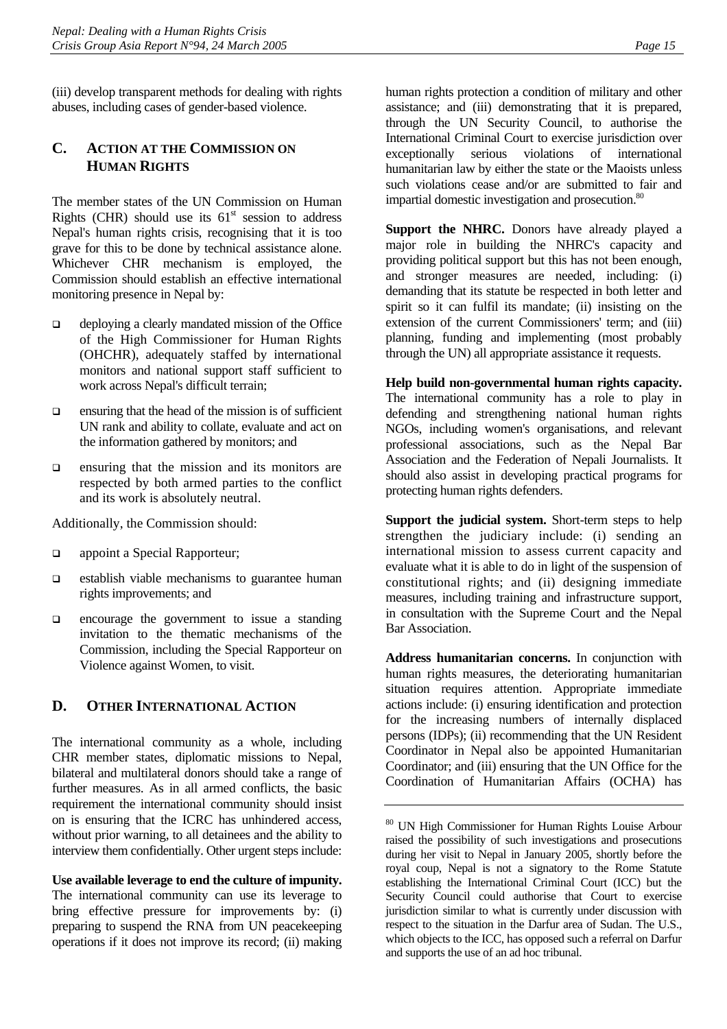(iii) develop transparent methods for dealing with rights abuses, including cases of gender-based violence.

## C. ACTION AT THE COMMISSION ON HUMAN RIGHTS

The member states of the UN Commission on Human Rights (CHR) should use its 61st session to address Nepal's human rights crisis, recognising that it is too grave for this to be done by technical assistance alone. Whichever CHR mechanism is employed, the Commission should establish an effective international monitoring presence in Nepal by:

- deploying a clearly mandated mission of the Office of the High Commissioner for Human Rights (OHCHR), adequately staffed by international monitors and national support staff sufficient to work across Nepal's difficult terrain;
- ensuring that the head of the mission is of sufficient UN rank and ability to collate, evaluate and act on the information gathered by monitors; and
- ensuring that the mission and its monitors are respected by both armed parties to the conflict and its work is absolutely neutral.

Additionally, the Commission should:

- appoint a Special Rapporteur;
- establish viable mechanisms to guarantee human rights improvements; and
- encourage the government to issue a standing invitation to the thematic mechanisms of the Commission, including the Special Rapporteur on Violence against Women, to visit.

## D. OTHER INTERNATIONAL ACTION

The international community as a whole, including CHR member states, diplomatic missions to Nepal, bilateral and multilateral donors should take a range of further measures. As in all armed conflicts, the basic requirement the international community should insist on is ensuring that the ICRC has unhindered access, without prior warning, to all detainees and the ability to interview them confidentially. Other urgent steps include:

**Use available leverage to end the culture of impunity.** The international community can use its leverage to bring effective pressure for improvements by: (i) preparing to suspend the RNA from UN peacekeeping operations if it does not improve its record; (ii) making human rights protection a condition of military and other assistance; and (iii) demonstrating that it is prepared, through the UN Security Council, to authorise the International Criminal Court to exercise jurisdiction over exceptionally serious violations of international humanitarian law by either the state or the Maoists unless such violations cease and/or are submitted to fair and impartial domestic investigation and prosecution.[80]

**Support the NHRC.** Donors have already played a major role in building the NHRC's capacity and providing political support but this has not been enough, and stronger measures are needed, including: (i) demanding that its statute be respected in both letter and spirit so it can fulfil its mandate; (ii) insisting on the extension of the current Commissioners' term; and (iii) planning, funding and implementing (most probably through the UN) all appropriate assistance it requests.

**Help build non-governmental human rights capacity.** The international community has a role to play in defending and strengthening national human rights NGOs, including women's organisations, and relevant professional associations, such as the Nepal Bar Association and the Federation of Nepali Journalists. It should also assist in developing practical programs for protecting human rights defenders.

**Support the judicial system.** Short-term steps to help strengthen the judiciary include: (i) sending an international mission to assess current capacity and evaluate what it is able to do in light of the suspension of constitutional rights; and (ii) designing immediate measures, including training and infrastructure support, in consultation with the Supreme Court and the Nepal Bar Association.

**Address humanitarian concerns.** In conjunction with human rights measures, the deteriorating humanitarian situation requires attention. Appropriate immediate actions include: (i) ensuring identification and protection for the increasing numbers of internally displaced persons (IDPs); (ii) recommending that the UN Resident Coordinator in Nepal also be appointed Humanitarian Coordinator; and (iii) ensuring that the UN Office for the Coordination of Humanitarian Affairs (OCHA) has

---

[80] UN High Commissioner for Human Rights Louise Arbour raised the possibility of such investigations and prosecutions during her visit to Nepal in January 2005, shortly before the royal coup, Nepal is not a signatory to the Rome Statute establishing the International Criminal Court (ICC) but the Security Council could authorise that Court to exercise jurisdiction similar to what is currently under discussion with respect to the situation in the Darfur area of Sudan. The U.S., which objects to the ICC, has opposed such a referral on Darfur and supports the use of an ad hoc tribunal.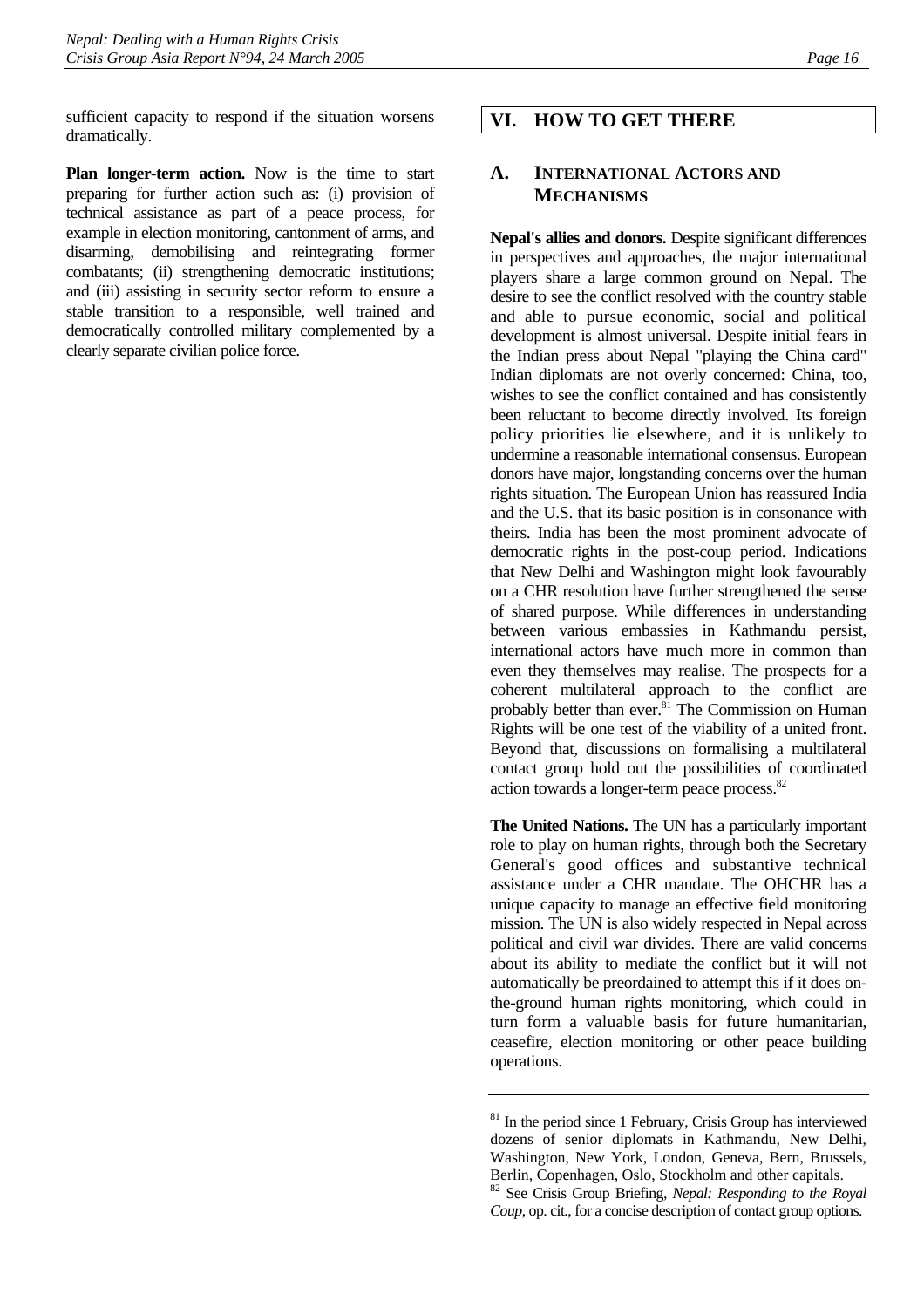sufficient capacity to respond if the situation worsens dramatically.

**Plan longer-term action.** Now is the time to start preparing for further action such as: (i) provision of technical assistance as part of a peace process, for example in election monitoring, cantonment of arms, and disarming, demobilising and reintegrating former combatants; (ii) strengthening democratic institutions; and (iii) assisting in security sector reform to ensure a stable transition to a responsible, well trained and democratically controlled military complemented by a clearly separate civilian police force.

## VI. HOW TO GET THERE

### A. International Actors and Mechanisms

**Nepal's allies and donors.** Despite significant differences in perspectives and approaches, the major international players share a large common ground on Nepal. The desire to see the conflict resolved with the country stable and able to pursue economic, social and political development is almost universal. Despite initial fears in the Indian press about Nepal "playing the China card" Indian diplomats are not overly concerned: China, too, wishes to see the conflict contained and has consistently been reluctant to become directly involved. Its foreign policy priorities lie elsewhere, and it is unlikely to undermine a reasonable international consensus. European donors have major, longstanding concerns over the human rights situation. The European Union has reassured India and the U.S. that its basic position is in consonance with theirs. India has been the most prominent advocate of democratic rights in the post-coup period. Indications that New Delhi and Washington might look favourably on a CHR resolution have further strengthened the sense of shared purpose. While differences in understanding between various embassies in Kathmandu persist, international actors have much more in common than even they themselves may realise. The prospects for a coherent multilateral approach to the conflict are probably better than ever.[81] The Commission on Human Rights will be one test of the viability of a united front. Beyond that, discussions on formalising a multilateral contact group hold out the possibilities of coordinated action towards a longer-term peace process.[82]

**The United Nations.** The UN has a particularly important role to play on human rights, through both the Secretary General's good offices and substantive technical assistance under a CHR mandate. The OHCHR has a unique capacity to manage an effective field monitoring mission. The UN is also widely respected in Nepal across political and civil war divides. There are valid concerns about its ability to mediate the conflict but it will not automatically be preordained to attempt this if it does on-the-ground human rights monitoring, which could in turn form a valuable basis for future humanitarian, ceasefire, election monitoring or other peace building operations.

---

[81] In the period since 1 February, Crisis Group has interviewed dozens of senior diplomats in Kathmandu, New Delhi, Washington, New York, London, Geneva, Bern, Brussels, Berlin, Copenhagen, Oslo, Stockholm and other capitals.

[82] See Crisis Group Briefing, *Nepal: Responding to the Royal Coup*, op. cit., for a concise description of contact group options.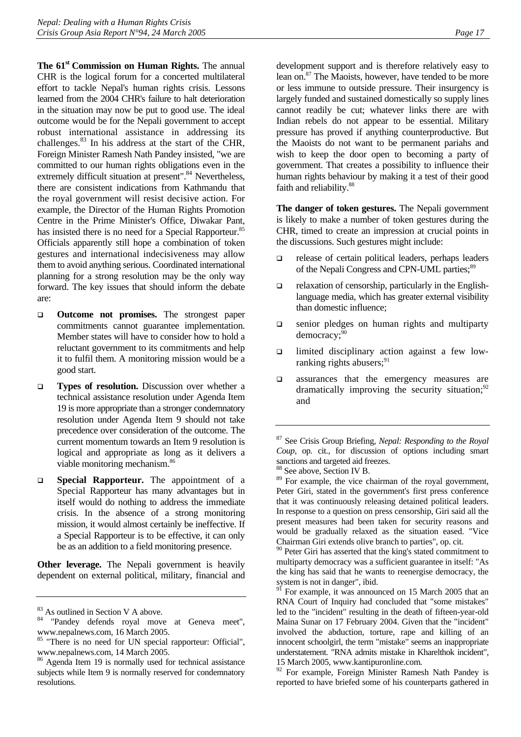**The 61st Commission on Human Rights.** The annual CHR is the logical forum for a concerted multilateral effort to tackle Nepal's human rights crisis. Lessons learned from the 2004 CHR's failure to halt deterioration in the situation may now be put to good use. The ideal outcome would be for the Nepali government to accept robust international assistance in addressing its challenges.[83] In his address at the start of the CHR, Foreign Minister Ramesh Nath Pandey insisted, "we are committed to our human rights obligations even in the extremely difficult situation at present".[84] Nevertheless, there are consistent indications from Kathmandu that the royal government will resist decisive action. For example, the Director of the Human Rights Promotion Centre in the Prime Minister's Office, Diwakar Pant, has insisted there is no need for a Special Rapporteur.[85] Officials apparently still hope a combination of token gestures and international indecisiveness may allow them to avoid anything serious. Coordinated international planning for a strong resolution may be the only way forward. The key issues that should inform the debate are:

- **Outcome not promises.** The strongest paper commitments cannot guarantee implementation. Member states will have to consider how to hold a reluctant government to its commitments and help it to fulfil them. A monitoring mission would be a good start.
- **Types of resolution.** Discussion over whether a technical assistance resolution under Agenda Item 19 is more appropriate than a stronger condemnatory resolution under Agenda Item 9 should not take precedence over consideration of the outcome. The current momentum towards an Item 9 resolution is logical and appropriate as long as it delivers a viable monitoring mechanism.[86]
- **Special Rapporteur.** The appointment of a Special Rapporteur has many advantages but in itself would do nothing to address the immediate crisis. In the absence of a strong monitoring mission, it would almost certainly be ineffective. If a Special Rapporteur is to be effective, it can only be as an addition to a field monitoring presence.

**Other leverage.** The Nepali government is heavily dependent on external political, military, financial and development support and is therefore relatively easy to lean on.[87] The Maoists, however, have tended to be more or less immune to outside pressure. Their insurgency is largely funded and sustained domestically so supply lines cannot readily be cut; whatever links there are with Indian rebels do not appear to be essential. Military pressure has proved if anything counterproductive. But the Maoists do not want to be permanent pariahs and wish to keep the door open to becoming a party of government. That creates a possibility to influence their human rights behaviour by making it a test of their good faith and reliability.[88]

**The danger of token gestures.** The Nepali government is likely to make a number of token gestures during the CHR, timed to create an impression at crucial points in the discussions. Such gestures might include:

- release of certain political leaders, perhaps leaders of the Nepali Congress and CPN-UML parties;[89]
- relaxation of censorship, particularly in the English-language media, which has greater external visibility than domestic influence;
- senior pledges on human rights and multiparty democracy;[90]
- limited disciplinary action against a few low-ranking rights abusers;[91]
- assurances that the emergency measures are dramatically improving the security situation;[92] and

---

[83] As outlined in Section V A above.

[84] "Pandey defends royal move at Geneva meet", www.nepalnews.com, 16 March 2005.

[85] "There is no need for UN special rapporteur: Official", www.nepalnews.com, 14 March 2005.

[86] Agenda Item 19 is normally used for technical assistance subjects while Item 9 is normally reserved for condemnatory resolutions.

[87] See Crisis Group Briefing, *Nepal: Responding to the Royal Coup*, op. cit., for discussion of options including smart sanctions and targeted aid freezes.

[88] See above, Section IV B.

[89] For example, the vice chairman of the royal government, Peter Giri, stated in the government's first press conference that it was continuously releasing detained political leaders. In response to a question on press censorship, Giri said all the present measures had been taken for security reasons and would be gradually relaxed as the situation eased. "Vice Chairman Giri extends olive branch to parties", op. cit.

[90] Peter Giri has asserted that the king's stated commitment to multiparty democracy was a sufficient guarantee in itself: "As the king has said that he wants to reenergise democracy, the system is not in danger", ibid.

[91] For example, it was announced on 15 March 2005 that an RNA Court of Inquiry had concluded that "some mistakes" led to the "incident" resulting in the death of fifteen-year-old Maina Sunar on 17 February 2004. Given that the "incident" involved the abduction, torture, rape and killing of an innocent schoolgirl, the term "mistake" seems an inappropriate understatement. "RNA admits mistake in Kharelthok incident", 15 March 2005, www.kantipuronline.com.

[92] For example, Foreign Minister Ramesh Nath Pandey is reported to have briefed some of his counterparts gathered in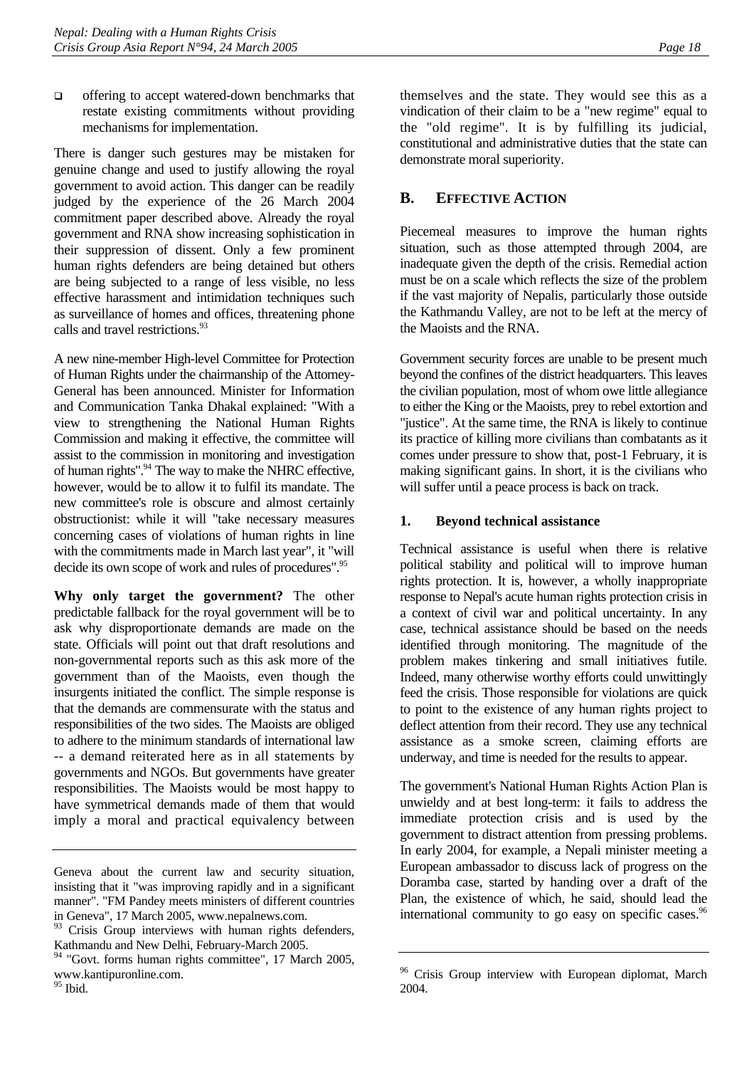- offering to accept watered-down benchmarks that restate existing commitments without providing mechanisms for implementation.

There is danger such gestures may be mistaken for genuine change and used to justify allowing the royal government to avoid action. This danger can be readily judged by the experience of the 26 March 2004 commitment paper described above. Already the royal government and RNA show increasing sophistication in their suppression of dissent. Only a few prominent human rights defenders are being detained but others are being subjected to a range of less visible, no less effective harassment and intimidation techniques such as surveillance of homes and offices, threatening phone calls and travel restrictions.[93]

A new nine-member High-level Committee for Protection of Human Rights under the chairmanship of the Attorney-General has been announced. Minister for Information and Communication Tanka Dhakal explained: "With a view to strengthening the National Human Rights Commission and making it effective, the committee will assist to the commission in monitoring and investigation of human rights".[94] The way to make the NHRC effective, however, would be to allow it to fulfil its mandate. The new committee's role is obscure and almost certainly obstructionist: while it will "take necessary measures concerning cases of violations of human rights in line with the commitments made in March last year", it "will decide its own scope of work and rules of procedures".[95]

**Why only target the government?** The other predictable fallback for the royal government will be to ask why disproportionate demands are made on the state. Officials will point out that draft resolutions and non-governmental reports such as this ask more of the government than of the Maoists, even though the insurgents initiated the conflict. The simple response is that the demands are commensurate with the status and responsibilities of the two sides. The Maoists are obliged to adhere to the minimum standards of international law -- a demand reiterated here as in all statements by governments and NGOs. But governments have greater responsibilities. The Maoists would be most happy to have symmetrical demands made of them that would imply a moral and practical equivalency between themselves and the state. They would see this as a vindication of their claim to be a "new regime" equal to the "old regime". It is by fulfilling its judicial, constitutional and administrative duties that the state can demonstrate moral superiority.

## B. Effective Action

Piecemeal measures to improve the human rights situation, such as those attempted through 2004, are inadequate given the depth of the crisis. Remedial action must be on a scale which reflects the size of the problem if the vast majority of Nepalis, particularly those outside the Kathmandu Valley, are not to be left at the mercy of the Maoists and the RNA.

Government security forces are unable to be present much beyond the confines of the district headquarters. This leaves the civilian population, most of whom owe little allegiance to either the King or the Maoists, prey to rebel extortion and "justice". At the same time, the RNA is likely to continue its practice of killing more civilians than combatants as it comes under pressure to show that, post-1 February, it is making significant gains. In short, it is the civilians who will suffer until a peace process is back on track.

### 1. Beyond technical assistance

Technical assistance is useful when there is relative political stability and political will to improve human rights protection. It is, however, a wholly inappropriate response to Nepal's acute human rights protection crisis in a context of civil war and political uncertainty. In any case, technical assistance should be based on the needs identified through monitoring. The magnitude of the problem makes tinkering and small initiatives futile. Indeed, many otherwise worthy efforts could unwittingly feed the crisis. Those responsible for violations are quick to point to the existence of any human rights project to deflect attention from their record. They use any technical assistance as a smoke screen, claiming efforts are underway, and time is needed for the results to appear.

The government's National Human Rights Action Plan is unwieldy and at best long-term: it fails to address the immediate protection crisis and is used by the government to distract attention from pressing problems. In early 2004, for example, a Nepali minister meeting a European ambassador to discuss lack of progress on the Doramba case, started by handing over a draft of the Plan, the existence of which, he said, should lead the international community to go easy on specific cases.[96]

---

Geneva about the current law and security situation, insisting that it "was improving rapidly and in a significant manner". "FM Pandey meets ministers of different countries in Geneva", 17 March 2005, www.nepalnews.com.

[93] Crisis Group interviews with human rights defenders, Kathmandu and New Delhi, February-March 2005.

[94] "Govt. forms human rights committee", 17 March 2005, www.kantipuronline.com.

[95] Ibid.

[96] Crisis Group interview with European diplomat, March 2004.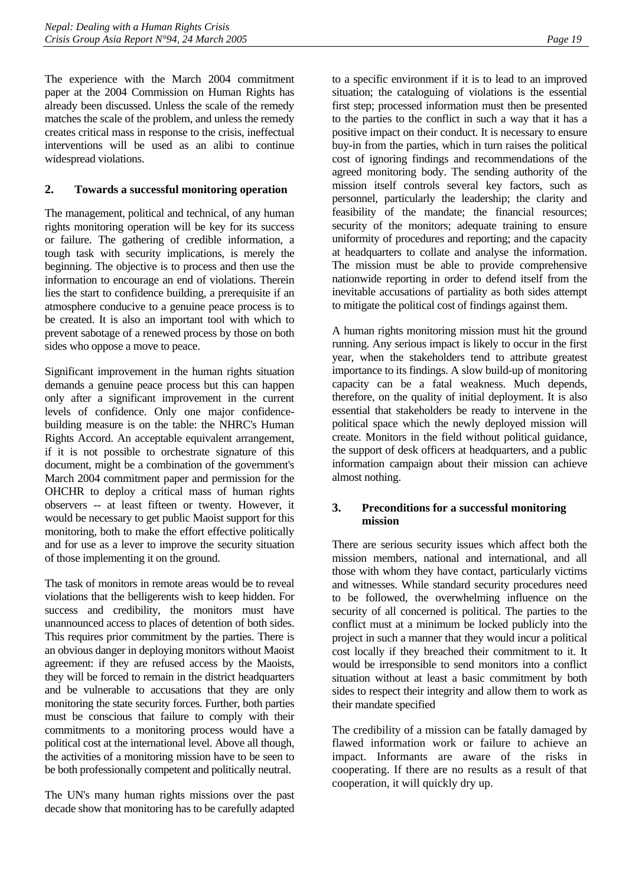The experience with the March 2004 commitment paper at the 2004 Commission on Human Rights has already been discussed. Unless the scale of the remedy matches the scale of the problem, and unless the remedy creates critical mass in response to the crisis, ineffectual interventions will be used as an alibi to continue widespread violations.

### 2. Towards a successful monitoring operation

The management, political and technical, of any human rights monitoring operation will be key for its success or failure. The gathering of credible information, a tough task with security implications, is merely the beginning. The objective is to process and then use the information to encourage an end of violations. Therein lies the start to confidence building, a prerequisite if an atmosphere conducive to a genuine peace process is to be created. It is also an important tool with which to prevent sabotage of a renewed process by those on both sides who oppose a move to peace.

Significant improvement in the human rights situation demands a genuine peace process but this can happen only after a significant improvement in the current levels of confidence. Only one major confidence-building measure is on the table: the NHRC's Human Rights Accord. An acceptable equivalent arrangement, if it is not possible to orchestrate signature of this document, might be a combination of the government's March 2004 commitment paper and permission for the OHCHR to deploy a critical mass of human rights observers -- at least fifteen or twenty. However, it would be necessary to get public Maoist support for this monitoring, both to make the effort effective politically and for use as a lever to improve the security situation of those implementing it on the ground.

The task of monitors in remote areas would be to reveal violations that the belligerents wish to keep hidden. For success and credibility, the monitors must have unannounced access to places of detention of both sides. This requires prior commitment by the parties. There is an obvious danger in deploying monitors without Maoist agreement: if they are refused access by the Maoists, they will be forced to remain in the district headquarters and be vulnerable to accusations that they are only monitoring the state security forces. Further, both parties must be conscious that failure to comply with their commitments to a monitoring process would have a political cost at the international level. Above all though, the activities of a monitoring mission have to be seen to be both professionally competent and politically neutral.

The UN's many human rights missions over the past decade show that monitoring has to be carefully adapted to a specific environment if it is to lead to an improved situation; the cataloguing of violations is the essential first step; processed information must then be presented to the parties to the conflict in such a way that it has a positive impact on their conduct. It is necessary to ensure buy-in from the parties, which in turn raises the political cost of ignoring findings and recommendations of the agreed monitoring body. The sending authority of the mission itself controls several key factors, such as personnel, particularly the leadership; the clarity and feasibility of the mandate; the financial resources; security of the monitors; adequate training to ensure uniformity of procedures and reporting; and the capacity at headquarters to collate and analyse the information. The mission must be able to provide comprehensive nationwide reporting in order to defend itself from the inevitable accusations of partiality as both sides attempt to mitigate the political cost of findings against them.

A human rights monitoring mission must hit the ground running. Any serious impact is likely to occur in the first year, when the stakeholders tend to attribute greatest importance to its findings. A slow build-up of monitoring capacity can be a fatal weakness. Much depends, therefore, on the quality of initial deployment. It is also essential that stakeholders be ready to intervene in the political space which the newly deployed mission will create. Monitors in the field without political guidance, the support of desk officers at headquarters, and a public information campaign about their mission can achieve almost nothing.

### 3. Preconditions for a successful monitoring mission

There are serious security issues which affect both the mission members, national and international, and all those with whom they have contact, particularly victims and witnesses. While standard security procedures need to be followed, the overwhelming influence on the security of all concerned is political. The parties to the conflict must at a minimum be locked publicly into the project in such a manner that they would incur a political cost locally if they breached their commitment to it. It would be irresponsible to send monitors into a conflict situation without at least a basic commitment by both sides to respect their integrity and allow them to work as their mandate specified

The credibility of a mission can be fatally damaged by flawed information work or failure to achieve an impact. Informants are aware of the risks in cooperating. If there are no results as a result of that cooperation, it will quickly dry up.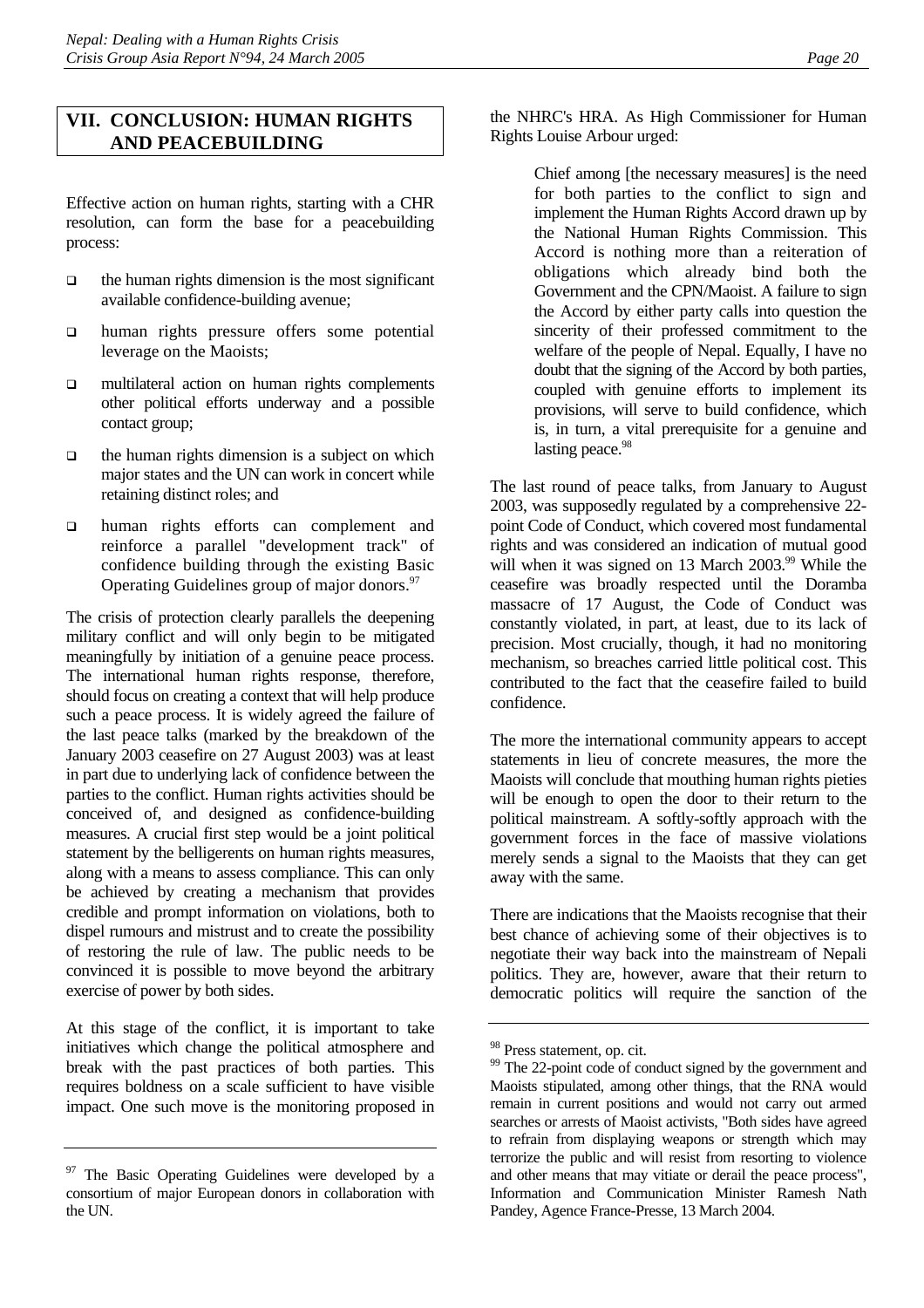## VII. CONCLUSION: HUMAN RIGHTS AND PEACEBUILDING

Effective action on human rights, starting with a CHR resolution, can form the base for a peacebuilding process:

- the human rights dimension is the most significant available confidence-building avenue;
- human rights pressure offers some potential leverage on the Maoists;
- multilateral action on human rights complements other political efforts underway and a possible contact group;
- the human rights dimension is a subject on which major states and the UN can work in concert while retaining distinct roles; and
- human rights efforts can complement and reinforce a parallel "development track" of confidence building through the existing Basic Operating Guidelines group of major donors.[97]

The crisis of protection clearly parallels the deepening military conflict and will only begin to be mitigated meaningfully by initiation of a genuine peace process. The international human rights response, therefore, should focus on creating a context that will help produce such a peace process. It is widely agreed the failure of the last peace talks (marked by the breakdown of the January 2003 ceasefire on 27 August 2003) was at least in part due to underlying lack of confidence between the parties to the conflict. Human rights activities should be conceived of, and designed as confidence-building measures. A crucial first step would be a joint political statement by the belligerents on human rights measures, along with a means to assess compliance. This can only be achieved by creating a mechanism that provides credible and prompt information on violations, both to dispel rumours and mistrust and to create the possibility of restoring the rule of law. The public needs to be convinced it is possible to move beyond the arbitrary exercise of power by both sides.

At this stage of the conflict, it is important to take initiatives which change the political atmosphere and break with the past practices of both parties. This requires boldness on a scale sufficient to have visible impact. One such move is the monitoring proposed in the NHRC's HRA. As High Commissioner for Human Rights Louise Arbour urged:

> Chief among [the necessary measures] is the need for both parties to the conflict to sign and implement the Human Rights Accord drawn up by the National Human Rights Commission. This Accord is nothing more than a reiteration of obligations which already bind both the Government and the CPN/Maoist. A failure to sign the Accord by either party calls into question the sincerity of their professed commitment to the welfare of the people of Nepal. Equally, I have no doubt that the signing of the Accord by both parties, coupled with genuine efforts to implement its provisions, will serve to build confidence, which is, in turn, a vital prerequisite for a genuine and lasting peace.[98]

The last round of peace talks, from January to August 2003, was supposedly regulated by a comprehensive 22-point Code of Conduct, which covered most fundamental rights and was considered an indication of mutual good will when it was signed on 13 March 2003.[99] While the ceasefire was broadly respected until the Doramba massacre of 17 August, the Code of Conduct was constantly violated, in part, at least, due to its lack of precision. Most crucially, though, it had no monitoring mechanism, so breaches carried little political cost. This contributed to the fact that the ceasefire failed to build confidence.

The more the international community appears to accept statements in lieu of concrete measures, the more the Maoists will conclude that mouthing human rights pieties will be enough to open the door to their return to the political mainstream. A softly-softly approach with the government forces in the face of massive violations merely sends a signal to the Maoists that they can get away with the same.

There are indications that the Maoists recognise that their best chance of achieving some of their objectives is to negotiate their way back into the mainstream of Nepali politics. They are, however, aware that their return to democratic politics will require the sanction of the

---

[97] The Basic Operating Guidelines were developed by a consortium of major European donors in collaboration with the UN.

[98] Press statement, op. cit.

[99] The 22-point code of conduct signed by the government and Maoists stipulated, among other things, that the RNA would remain in current positions and would not carry out armed searches or arrests of Maoist activists, "Both sides have agreed to refrain from displaying weapons or strength which may terrorize the public and will resist from resorting to violence and other means that may vitiate or derail the peace process", Information and Communication Minister Ramesh Nath Pandey, Agence France-Presse, 13 March 2004.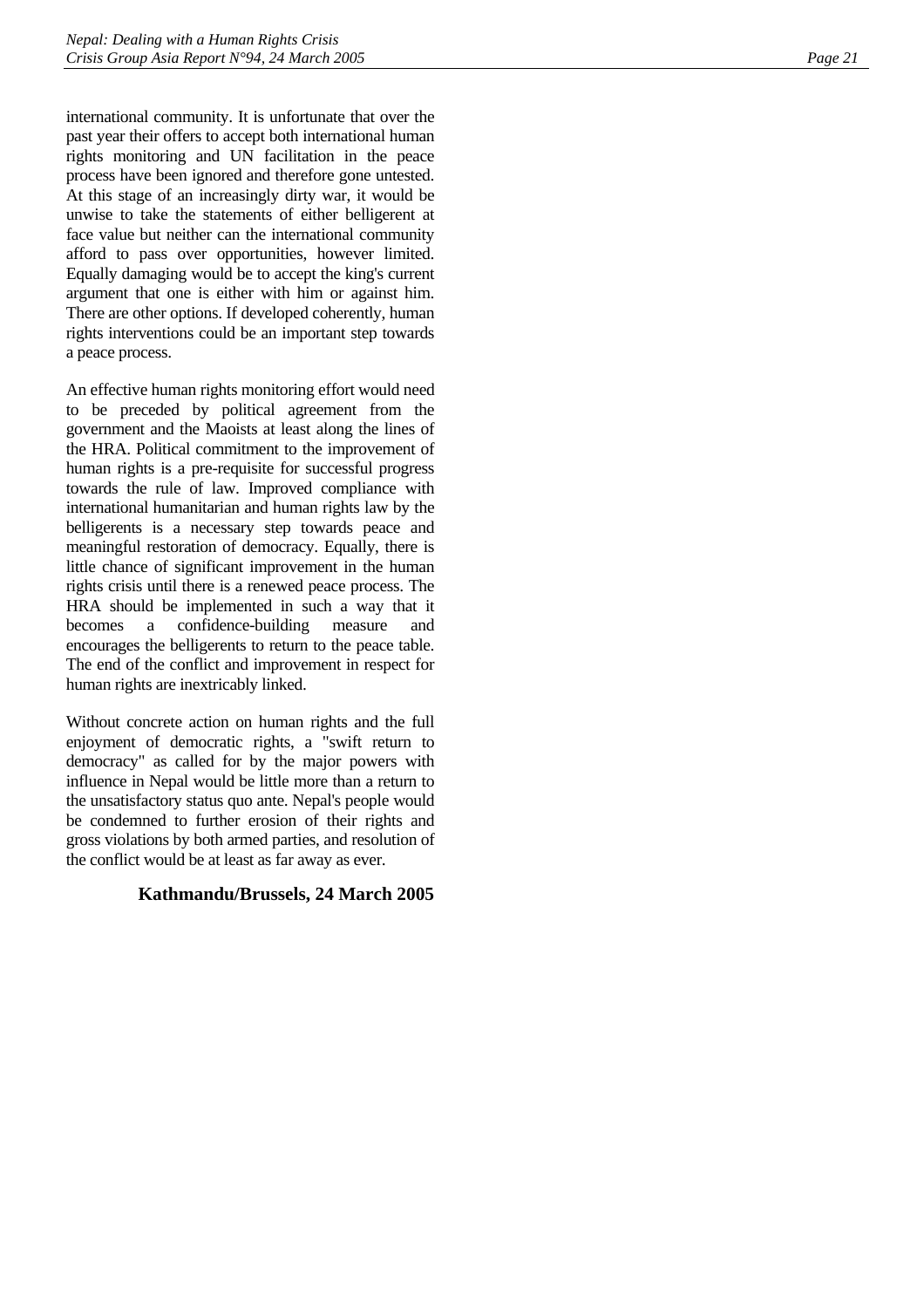international community. It is unfortunate that over the past year their offers to accept both international human rights monitoring and UN facilitation in the peace process have been ignored and therefore gone untested. At this stage of an increasingly dirty war, it would be unwise to take the statements of either belligerent at face value but neither can the international community afford to pass over opportunities, however limited. Equally damaging would be to accept the king's current argument that one is either with him or against him. There are other options. If developed coherently, human rights interventions could be an important step towards a peace process.

An effective human rights monitoring effort would need to be preceded by political agreement from the government and the Maoists at least along the lines of the HRA. Political commitment to the improvement of human rights is a pre-requisite for successful progress towards the rule of law. Improved compliance with international humanitarian and human rights law by the belligerents is a necessary step towards peace and meaningful restoration of democracy. Equally, there is little chance of significant improvement in the human rights crisis until there is a renewed peace process. The HRA should be implemented in such a way that it becomes a confidence-building measure and encourages the belligerents to return to the peace table. The end of the conflict and improvement in respect for human rights are inextricably linked.

Without concrete action on human rights and the full enjoyment of democratic rights, a "swift return to democracy" as called for by the major powers with influence in Nepal would be little more than a return to the unsatisfactory status quo ante. Nepal's people would be condemned to further erosion of their rights and gross violations by both armed parties, and resolution of the conflict would be at least as far away as ever.

**Kathmandu/Brussels, 24 March 2005**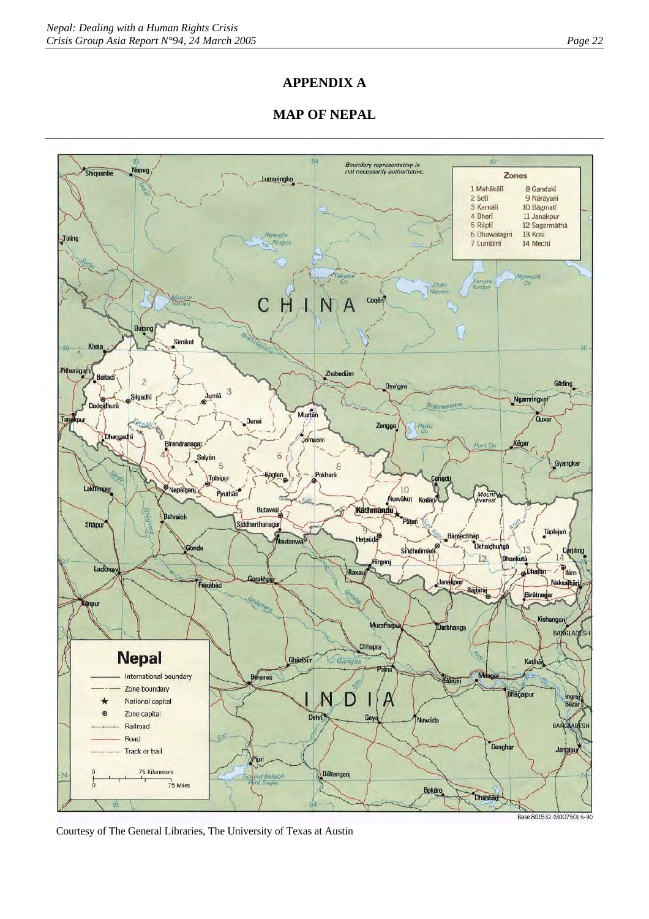# APPENDIX A

## MAP OF NEPAL

Courtesy of The General Libraries, The University of Texas at Austin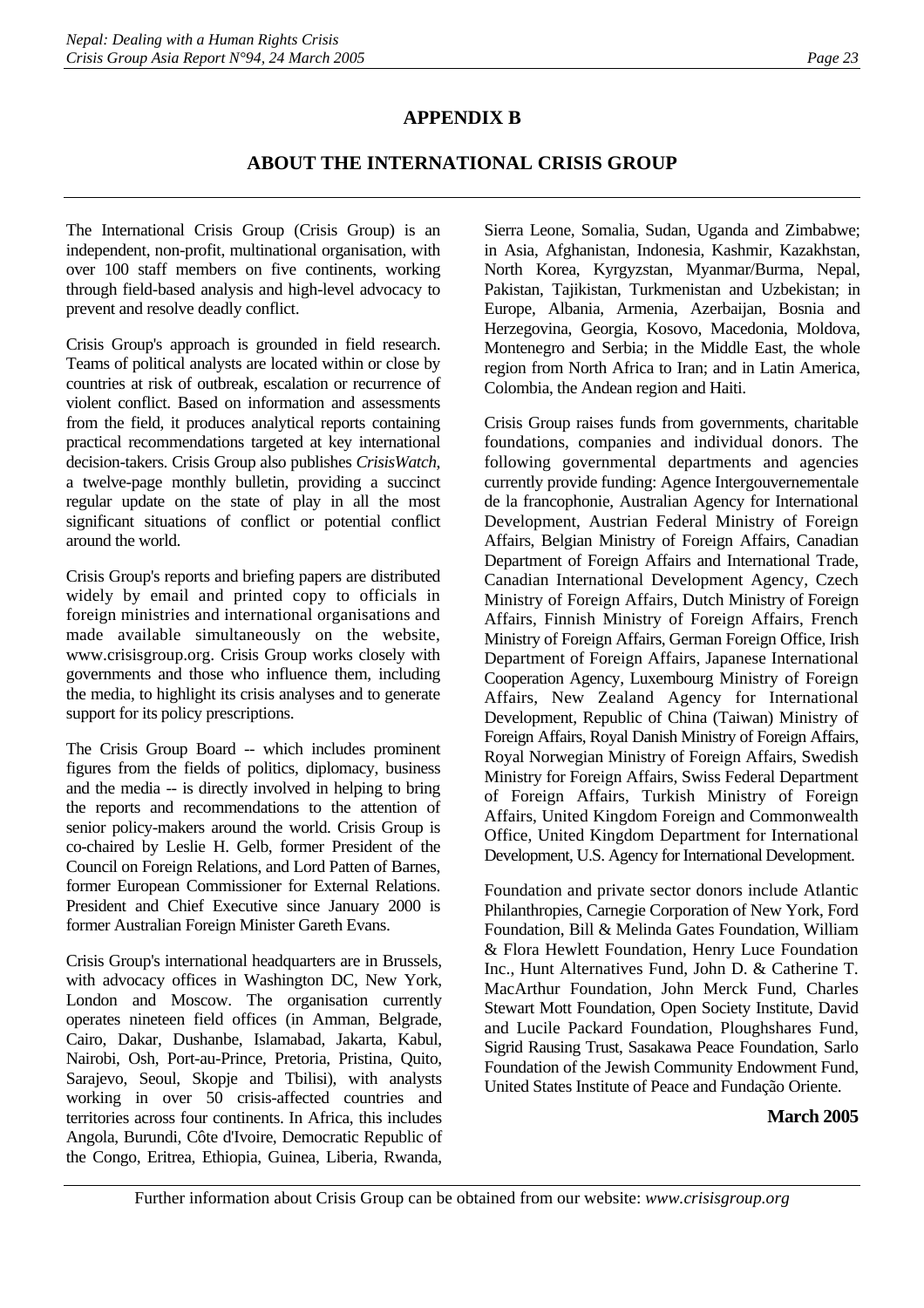# APPENDIX B

## ABOUT THE INTERNATIONAL CRISIS GROUP

The International Crisis Group (Crisis Group) is an independent, non-profit, multinational organisation, with over 100 staff members on five continents, working through field-based analysis and high-level advocacy to prevent and resolve deadly conflict.

Crisis Group's approach is grounded in field research. Teams of political analysts are located within or close by countries at risk of outbreak, escalation or recurrence of violent conflict. Based on information and assessments from the field, it produces analytical reports containing practical recommendations targeted at key international decision-takers. Crisis Group also publishes *CrisisWatch*, a twelve-page monthly bulletin, providing a succinct regular update on the state of play in all the most significant situations of conflict or potential conflict around the world.

Crisis Group's reports and briefing papers are distributed widely by email and printed copy to officials in foreign ministries and international organisations and made available simultaneously on the website, www.crisisgroup.org. Crisis Group works closely with governments and those who influence them, including the media, to highlight its crisis analyses and to generate support for its policy prescriptions.

The Crisis Group Board -- which includes prominent figures from the fields of politics, diplomacy, business and the media -- is directly involved in helping to bring the reports and recommendations to the attention of senior policy-makers around the world. Crisis Group is co-chaired by Leslie H. Gelb, former President of the Council on Foreign Relations, and Lord Patten of Barnes, former European Commissioner for External Relations. President and Chief Executive since January 2000 is former Australian Foreign Minister Gareth Evans.

Crisis Group's international headquarters are in Brussels, with advocacy offices in Washington DC, New York, London and Moscow. The organisation currently operates nineteen field offices (in Amman, Belgrade, Cairo, Dakar, Dushanbe, Islamabad, Jakarta, Kabul, Nairobi, Osh, Port-au-Prince, Pretoria, Pristina, Quito, Sarajevo, Seoul, Skopje and Tbilisi), with analysts working in over 50 crisis-affected countries and territories across four continents. In Africa, this includes Angola, Burundi, Côte d'Ivoire, Democratic Republic of the Congo, Eritrea, Ethiopia, Guinea, Liberia, Rwanda, Sierra Leone, Somalia, Sudan, Uganda and Zimbabwe; in Asia, Afghanistan, Indonesia, Kashmir, Kazakhstan, North Korea, Kyrgyzstan, Myanmar/Burma, Nepal, Pakistan, Tajikistan, Turkmenistan and Uzbekistan; in Europe, Albania, Armenia, Azerbaijan, Bosnia and Herzegovina, Georgia, Kosovo, Macedonia, Moldova, Montenegro and Serbia; in the Middle East, the whole region from North Africa to Iran; and in Latin America, Colombia, the Andean region and Haiti.

Crisis Group raises funds from governments, charitable foundations, companies and individual donors. The following governmental departments and agencies currently provide funding: Agence Intergouvernementale de la francophonie, Australian Agency for International Development, Austrian Federal Ministry of Foreign Affairs, Belgian Ministry of Foreign Affairs, Canadian Department of Foreign Affairs and International Trade, Canadian International Development Agency, Czech Ministry of Foreign Affairs, Dutch Ministry of Foreign Affairs, Finnish Ministry of Foreign Affairs, French Ministry of Foreign Affairs, German Foreign Office, Irish Department of Foreign Affairs, Japanese International Cooperation Agency, Luxembourg Ministry of Foreign Affairs, New Zealand Agency for International Development, Republic of China (Taiwan) Ministry of Foreign Affairs, Royal Danish Ministry of Foreign Affairs, Royal Norwegian Ministry of Foreign Affairs, Swedish Ministry for Foreign Affairs, Swiss Federal Department of Foreign Affairs, Turkish Ministry of Foreign Affairs, United Kingdom Foreign and Commonwealth Office, United Kingdom Department for International Development, U.S. Agency for International Development.

Foundation and private sector donors include Atlantic Philanthropies, Carnegie Corporation of New York, Ford Foundation, Bill & Melinda Gates Foundation, William & Flora Hewlett Foundation, Henry Luce Foundation Inc., Hunt Alternatives Fund, John D. & Catherine T. MacArthur Foundation, John Merck Fund, Charles Stewart Mott Foundation, Open Society Institute, David and Lucile Packard Foundation, Ploughshares Fund, Sigrid Rausing Trust, Sasakawa Peace Foundation, Sarlo Foundation of the Jewish Community Endowment Fund, United States Institute of Peace and Fundação Oriente.

**March 2005**

Further information about Crisis Group can be obtained from our website: *www.crisisgroup.org*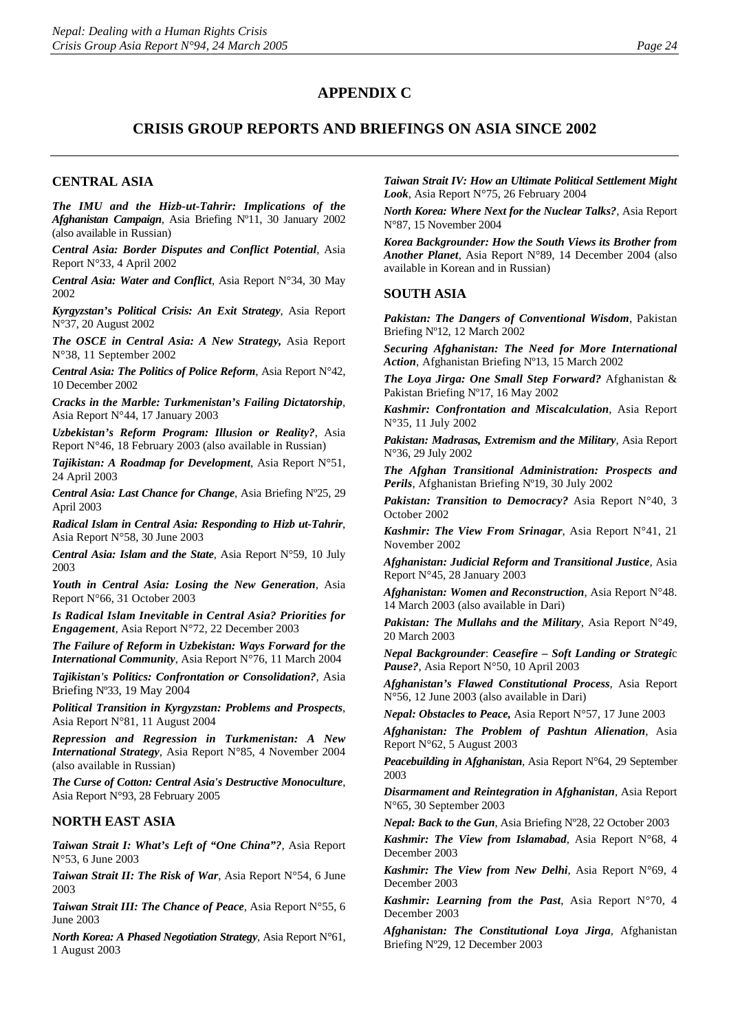# APPENDIX C

## CRISIS GROUP REPORTS AND BRIEFINGS ON ASIA SINCE 2002

### CENTRAL ASIA

***The IMU and the Hizb-ut-Tahrir: Implications of the Afghanistan Campaign***, Asia Briefing Nº11, 30 January 2002 (also available in Russian)

***Central Asia: Border Disputes and Conflict Potential***, Asia Report N°33, 4 April 2002

***Central Asia: Water and Conflict***, Asia Report N°34, 30 May 2002

***Kyrgyzstan's Political Crisis: An Exit Strategy***, Asia Report N°37, 20 August 2002

***The OSCE in Central Asia: A New Strategy,*** Asia Report N°38, 11 September 2002

***Central Asia: The Politics of Police Reform***, Asia Report N°42, 10 December 2002

***Cracks in the Marble: Turkmenistan's Failing Dictatorship***, Asia Report N°44, 17 January 2003

***Uzbekistan's Reform Program: Illusion or Reality?***, Asia Report N°46, 18 February 2003 (also available in Russian)

***Tajikistan: A Roadmap for Development***, Asia Report N°51, 24 April 2003

***Central Asia: Last Chance for Change***, Asia Briefing Nº25, 29 April 2003

***Radical Islam in Central Asia: Responding to Hizb ut-Tahrir***, Asia Report N°58, 30 June 2003

***Central Asia: Islam and the State***, Asia Report N°59, 10 July 2003

***Youth in Central Asia: Losing the New Generation***, Asia Report N°66, 31 October 2003

***Is Radical Islam Inevitable in Central Asia? Priorities for Engagement***, Asia Report N°72, 22 December 2003

***The Failure of Reform in Uzbekistan: Ways Forward for the International Community***, Asia Report N°76, 11 March 2004

***Tajikistan's Politics: Confrontation or Consolidation?***, Asia Briefing Nº33, 19 May 2004

***Political Transition in Kyrgyzstan: Problems and Prospects***, Asia Report N°81, 11 August 2004

***Repression and Regression in Turkmenistan: A New International Strategy***, Asia Report N°85, 4 November 2004 (also available in Russian)

***The Curse of Cotton: Central Asia's Destructive Monoculture***, Asia Report N°93, 28 February 2005

### NORTH EAST ASIA

***Taiwan Strait I: What's Left of "One China"?***, Asia Report N°53, 6 June 2003

***Taiwan Strait II: The Risk of War***, Asia Report N°54, 6 June 2003

***Taiwan Strait III: The Chance of Peace***, Asia Report N°55, 6 June 2003

***North Korea: A Phased Negotiation Strategy***, Asia Report N°61, 1 August 2003

***Taiwan Strait IV: How an Ultimate Political Settlement Might Look***, Asia Report N°75, 26 February 2004

***North Korea: Where Next for the Nuclear Talks?***, Asia Report N°87, 15 November 2004

***Korea Backgrounder: How the South Views its Brother from Another Planet***, Asia Report N°89, 14 December 2004 (also available in Korean and in Russian)

### SOUTH ASIA

***Pakistan: The Dangers of Conventional Wisdom***, Pakistan Briefing Nº12, 12 March 2002

***Securing Afghanistan: The Need for More International Action***, Afghanistan Briefing Nº13, 15 March 2002

***The Loya Jirga: One Small Step Forward?*** Afghanistan & Pakistan Briefing Nº17, 16 May 2002

***Kashmir: Confrontation and Miscalculation***, Asia Report N°35, 11 July 2002

***Pakistan: Madrasas, Extremism and the Military***, Asia Report N°36, 29 July 2002

***The Afghan Transitional Administration: Prospects and Perils***, Afghanistan Briefing Nº19, 30 July 2002

***Pakistan: Transition to Democracy?*** Asia Report N°40, 3 October 2002

***Kashmir: The View From Srinagar***, Asia Report N°41, 21 November 2002

***Afghanistan: Judicial Reform and Transitional Justice***, Asia Report N°45, 28 January 2003

***Afghanistan: Women and Reconstruction***, Asia Report N°48. 14 March 2003 (also available in Dari)

***Pakistan: The Mullahs and the Military***, Asia Report N°49, 20 March 2003

***Nepal Backgrounder***: ***Ceasefire – Soft Landing or Strategic Pause?***, Asia Report N°50, 10 April 2003

***Afghanistan's Flawed Constitutional Process***, Asia Report N°56, 12 June 2003 (also available in Dari)

***Nepal: Obstacles to Peace,*** Asia Report N°57, 17 June 2003

***Afghanistan: The Problem of Pashtun Alienation***, Asia Report N°62, 5 August 2003

***Peacebuilding in Afghanistan***, Asia Report N°64, 29 September 2003

***Disarmament and Reintegration in Afghanistan***, Asia Report N°65, 30 September 2003

***Nepal: Back to the Gun***, Asia Briefing Nº28, 22 October 2003

***Kashmir: The View from Islamabad***, Asia Report N°68, 4 December 2003

***Kashmir: The View from New Delhi***, Asia Report N°69, 4 December 2003

***Kashmir: Learning from the Past***, Asia Report N°70, 4 December 2003

***Afghanistan: The Constitutional Loya Jirga***, Afghanistan Briefing Nº29, 12 December 2003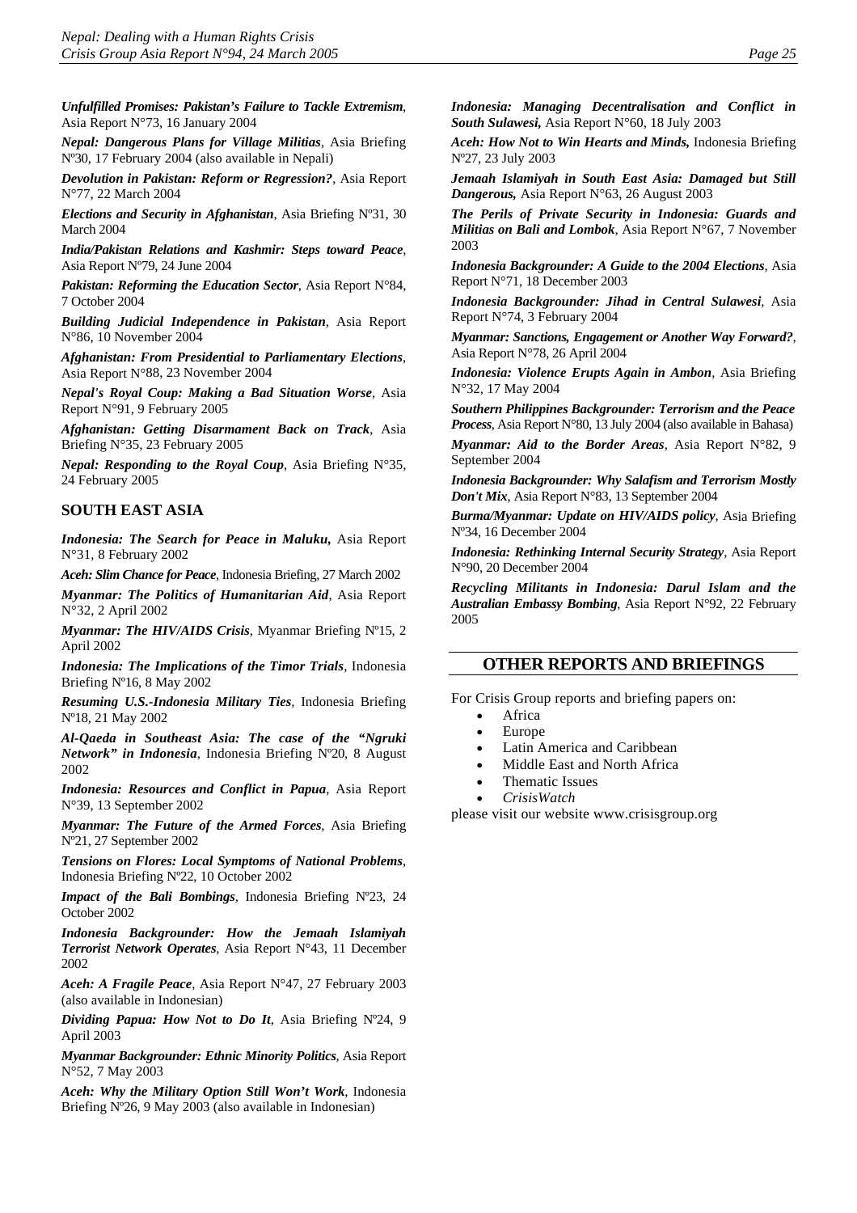***Unfulfilled Promises: Pakistan's Failure to Tackle Extremism***, Asia Report N°73, 16 January 2004

***Nepal: Dangerous Plans for Village Militias***, Asia Briefing Nº30, 17 February 2004 (also available in Nepali)

***Devolution in Pakistan: Reform or Regression?***, Asia Report N°77, 22 March 2004

***Elections and Security in Afghanistan***, Asia Briefing Nº31, 30 March 2004

***India/Pakistan Relations and Kashmir: Steps toward Peace***, Asia Report Nº79, 24 June 2004

***Pakistan: Reforming the Education Sector***, Asia Report N°84, 7 October 2004

***Building Judicial Independence in Pakistan***, Asia Report N°86, 10 November 2004

***Afghanistan: From Presidential to Parliamentary Elections***, Asia Report N°88, 23 November 2004

***Nepal's Royal Coup: Making a Bad Situation Worse***, Asia Report N°91, 9 February 2005

***Afghanistan: Getting Disarmament Back on Track***, Asia Briefing N°35, 23 February 2005

***Nepal: Responding to the Royal Coup***, Asia Briefing N°35, 24 February 2005

## SOUTH EAST ASIA

***Indonesia: The Search for Peace in Maluku,*** Asia Report N°31, 8 February 2002

***Aceh: Slim Chance for Peace***, Indonesia Briefing, 27 March 2002

***Myanmar: The Politics of Humanitarian Aid***, Asia Report N°32, 2 April 2002

***Myanmar: The HIV/AIDS Crisis***, Myanmar Briefing Nº15, 2 April 2002

***Indonesia: The Implications of the Timor Trials***, Indonesia Briefing Nº16, 8 May 2002

***Resuming U.S.-Indonesia Military Ties***, Indonesia Briefing Nº18, 21 May 2002

***Al-Qaeda in Southeast Asia: The case of the "Ngruki Network" in Indonesia***, Indonesia Briefing Nº20, 8 August 2002

***Indonesia: Resources and Conflict in Papua***, Asia Report N°39, 13 September 2002

***Myanmar: The Future of the Armed Forces***, Asia Briefing Nº21, 27 September 2002

***Tensions on Flores: Local Symptoms of National Problems***, Indonesia Briefing Nº22, 10 October 2002

***Impact of the Bali Bombings***, Indonesia Briefing Nº23, 24 October 2002

***Indonesia Backgrounder: How the Jemaah Islamiyah Terrorist Network Operates***, Asia Report N°43, 11 December 2002

***Aceh: A Fragile Peace***, Asia Report N°47, 27 February 2003 (also available in Indonesian)

***Dividing Papua: How Not to Do It***, Asia Briefing Nº24, 9 April 2003

***Myanmar Backgrounder: Ethnic Minority Politics***, Asia Report N°52, 7 May 2003

***Aceh: Why the Military Option Still Won't Work***, Indonesia Briefing Nº26, 9 May 2003 (also available in Indonesian)

***Indonesia: Managing Decentralisation and Conflict in South Sulawesi,*** Asia Report N°60, 18 July 2003

***Aceh: How Not to Win Hearts and Minds,*** Indonesia Briefing Nº27, 23 July 2003

***Jemaah Islamiyah in South East Asia: Damaged but Still Dangerous,*** Asia Report N°63, 26 August 2003

***The Perils of Private Security in Indonesia: Guards and Militias on Bali and Lombok***, Asia Report N°67, 7 November 2003

***Indonesia Backgrounder: A Guide to the 2004 Elections***, Asia Report N°71, 18 December 2003

***Indonesia Backgrounder: Jihad in Central Sulawesi***, Asia Report N°74, 3 February 2004

***Myanmar: Sanctions, Engagement or Another Way Forward?***, Asia Report N°78, 26 April 2004

***Indonesia: Violence Erupts Again in Ambon***, Asia Briefing N°32, 17 May 2004

***Southern Philippines Backgrounder: Terrorism and the Peace Process***, Asia Report N°80, 13 July 2004 (also available in Bahasa)

***Myanmar: Aid to the Border Areas***, Asia Report N°82, 9 September 2004

***Indonesia Backgrounder: Why Salafism and Terrorism Mostly Don't Mix***, Asia Report N°83, 13 September 2004

***Burma/Myanmar: Update on HIV/AIDS policy***, Asia Briefing Nº34, 16 December 2004

***Indonesia: Rethinking Internal Security Strategy***, Asia Report N°90, 20 December 2004

***Recycling Militants in Indonesia: Darul Islam and the Australian Embassy Bombing***, Asia Report N°92, 22 February 2005

## OTHER REPORTS AND BRIEFINGS

For Crisis Group reports and briefing papers on:

- Africa
- Europe
- Latin America and Caribbean
- Middle East and North Africa
- Thematic Issues
- *CrisisWatch*

please visit our website www.crisisgroup.org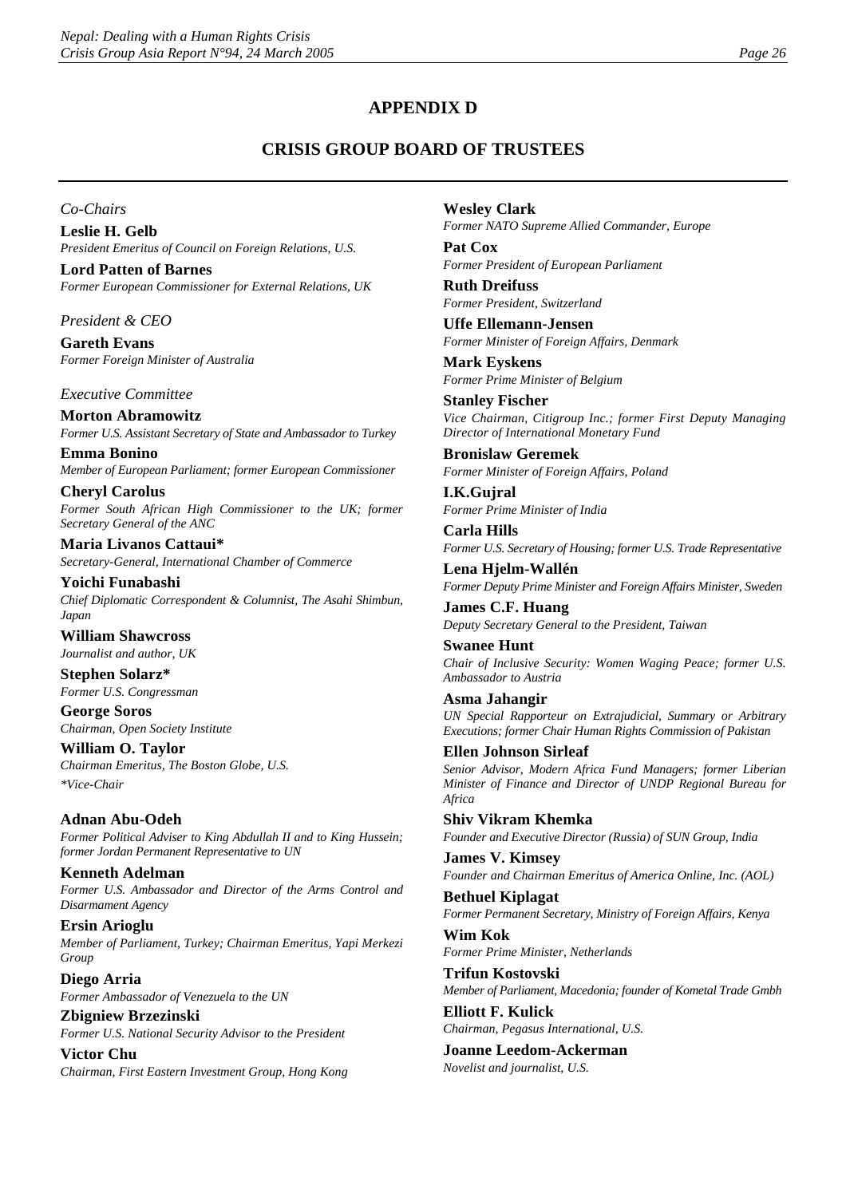# APPENDIX D

## CRISIS GROUP BOARD OF TRUSTEES

*Co-Chairs*

**Leslie H. Gelb**
*President Emeritus of Council on Foreign Relations, U.S.*

**Lord Patten of Barnes**
*Former European Commissioner for External Relations, UK*

*President & CEO*

**Gareth Evans**
*Former Foreign Minister of Australia*

*Executive Committee*

**Morton Abramowitz**
*Former U.S. Assistant Secretary of State and Ambassador to Turkey*

**Emma Bonino**
*Member of European Parliament; former European Commissioner*

**Cheryl Carolus**
*Former South African High Commissioner to the UK; former Secretary General of the ANC*

**Maria Livanos Cattaui***
*Secretary-General, International Chamber of Commerce*

**Yoichi Funabashi**
*Chief Diplomatic Correspondent & Columnist, The Asahi Shimbun, Japan*

**William Shawcross**
*Journalist and author, UK*

**Stephen Solarz***
*Former U.S. Congressman*

**George Soros**
*Chairman, Open Society Institute*

**William O. Taylor**
*Chairman Emeritus, The Boston Globe, U.S.*

*\*Vice-Chair*

**Adnan Abu-Odeh**
*Former Political Adviser to King Abdullah II and to King Hussein; former Jordan Permanent Representative to UN*

**Kenneth Adelman**
*Former U.S. Ambassador and Director of the Arms Control and Disarmament Agency*

**Ersin Arioglu**
*Member of Parliament, Turkey; Chairman Emeritus, Yapi Merkezi Group*

**Diego Arria**
*Former Ambassador of Venezuela to the UN*

**Zbigniew Brzezinski**
*Former U.S. National Security Advisor to the President*

**Victor Chu**
*Chairman, First Eastern Investment Group, Hong Kong*

**Wesley Clark**
*Former NATO Supreme Allied Commander, Europe*

**Pat Cox**
*Former President of European Parliament*

**Ruth Dreifuss**
*Former President, Switzerland*

**Uffe Ellemann-Jensen**
*Former Minister of Foreign Affairs, Denmark*

**Mark Eyskens**
*Former Prime Minister of Belgium*

**Stanley Fischer**
*Vice Chairman, Citigroup Inc.; former First Deputy Managing Director of International Monetary Fund*

**Bronislaw Geremek**
*Former Minister of Foreign Affairs, Poland*

**I.K.Gujral**
*Former Prime Minister of India*

**Carla Hills**
*Former U.S. Secretary of Housing; former U.S. Trade Representative*

**Lena Hjelm-Wallén**
*Former Deputy Prime Minister and Foreign Affairs Minister, Sweden*

**James C.F. Huang**
*Deputy Secretary General to the President, Taiwan*

**Swanee Hunt**
*Chair of Inclusive Security: Women Waging Peace; former U.S. Ambassador to Austria*

**Asma Jahangir**
*UN Special Rapporteur on Extrajudicial, Summary or Arbitrary Executions; former Chair Human Rights Commission of Pakistan*

**Ellen Johnson Sirleaf**
*Senior Advisor, Modern Africa Fund Managers; former Liberian Minister of Finance and Director of UNDP Regional Bureau for Africa*

**Shiv Vikram Khemka**
*Founder and Executive Director (Russia) of SUN Group, India*

**James V. Kimsey**
*Founder and Chairman Emeritus of America Online, Inc. (AOL)*

**Bethuel Kiplagat**
*Former Permanent Secretary, Ministry of Foreign Affairs, Kenya*

**Wim Kok**
*Former Prime Minister, Netherlands*

**Trifun Kostovski**
*Member of Parliament, Macedonia; founder of Kometal Trade Gmbh*

**Elliott F. Kulick**
*Chairman, Pegasus International, U.S.*

**Joanne Leedom-Ackerman**
*Novelist and journalist, U.S.*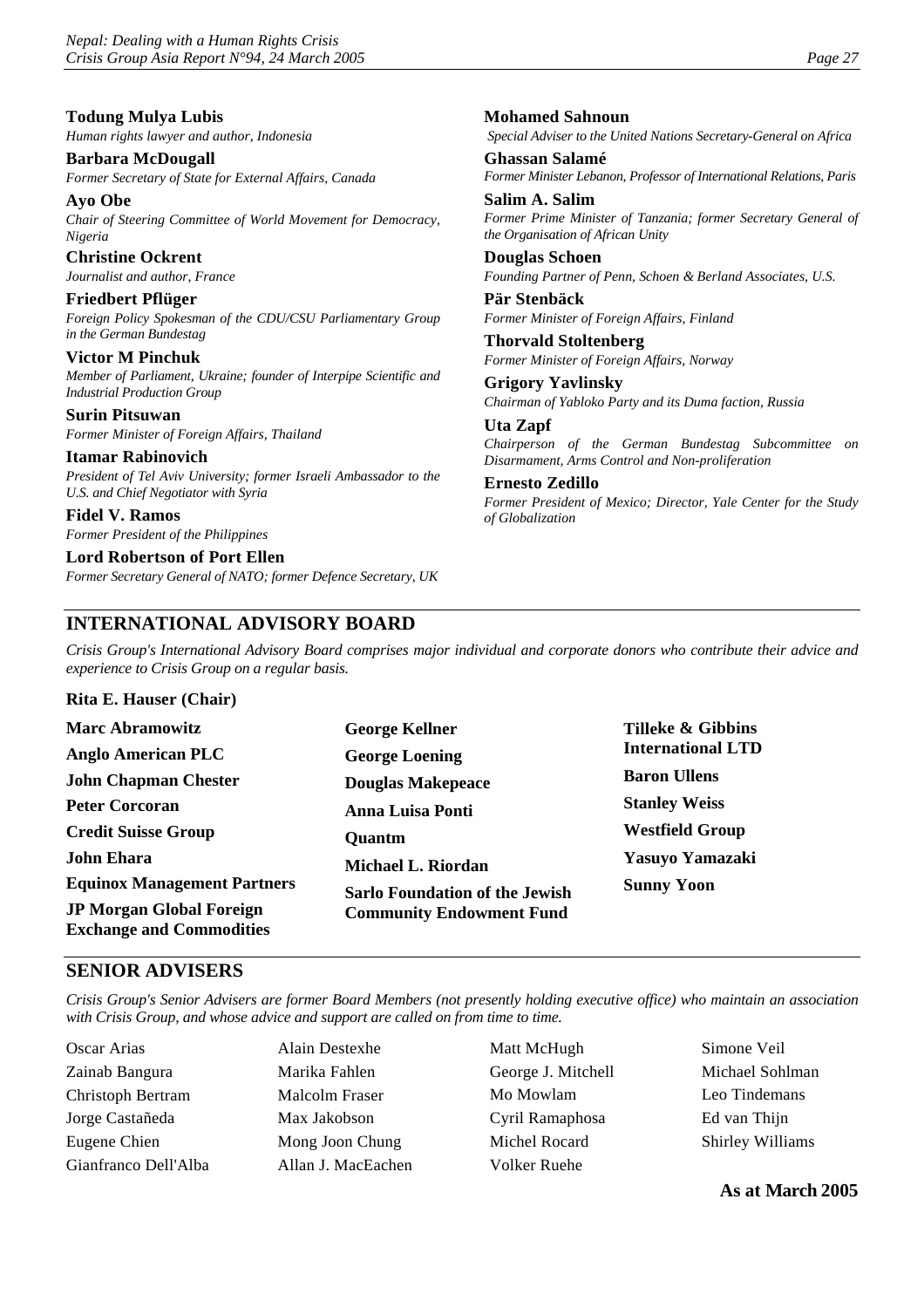**Todung Mulya Lubis**
*Human rights lawyer and author, Indonesia*

**Barbara McDougall**
*Former Secretary of State for External Affairs, Canada*

**Ayo Obe**
*Chair of Steering Committee of World Movement for Democracy, Nigeria*

**Christine Ockrent**
*Journalist and author, France*

**Friedbert Pflüger**
*Foreign Policy Spokesman of the CDU/CSU Parliamentary Group in the German Bundestag*

**Victor M Pinchuk**
*Member of Parliament, Ukraine; founder of Interpipe Scientific and Industrial Production Group*

**Surin Pitsuwan**
*Former Minister of Foreign Affairs, Thailand*

**Itamar Rabinovich**
*President of Tel Aviv University; former Israeli Ambassador to the U.S. and Chief Negotiator with Syria*

**Fidel V. Ramos**
*Former President of the Philippines*

**Lord Robertson of Port Ellen**
*Former Secretary General of NATO; former Defence Secretary, UK*

**Mohamed Sahnoun**
*Special Adviser to the United Nations Secretary-General on Africa*

**Ghassan Salamé**
*Former Minister Lebanon, Professor of International Relations, Paris*

**Salim A. Salim**
*Former Prime Minister of Tanzania; former Secretary General of the Organisation of African Unity*

**Douglas Schoen**
*Founding Partner of Penn, Schoen & Berland Associates, U.S.*

**Pär Stenbäck**
*Former Minister of Foreign Affairs, Finland*

**Thorvald Stoltenberg**
*Former Minister of Foreign Affairs, Norway*

**Grigory Yavlinsky**
*Chairman of Yabloko Party and its Duma faction, Russia*

**Uta Zapf**
*Chairperson of the German Bundestag Subcommittee on Disarmament, Arms Control and Non-proliferation*

**Ernesto Zedillo**
*Former President of Mexico; Director, Yale Center for the Study of Globalization*

## INTERNATIONAL ADVISORY BOARD

*Crisis Group's International Advisory Board comprises major individual and corporate donors who contribute their advice and experience to Crisis Group on a regular basis.*

**Rita E. Hauser (Chair)**

**Marc Abramowitz**
**Anglo American PLC**
**John Chapman Chester**
**Peter Corcoran**
**Credit Suisse Group**
**John Ehara**
**Equinox Management Partners**
**JP Morgan Global Foreign Exchange and Commodities**
**George Kellner**
**George Loening**
**Douglas Makepeace**
**Anna Luisa Ponti**
**Quantm**
**Michael L. Riordan**
**Sarlo Foundation of the Jewish Community Endowment Fund**
**Tilleke & Gibbins International LTD**
**Baron Ullens**
**Stanley Weiss**
**Westfield Group**
**Yasuyo Yamazaki**
**Sunny Yoon**

## SENIOR ADVISERS

*Crisis Group's Senior Advisers are former Board Members (not presently holding executive office) who maintain an association with Crisis Group, and whose advice and support are called on from time to time.*

Oscar Arias
Zainab Bangura
Christoph Bertram
Jorge Castañeda
Eugene Chien
Gianfranco Dell'Alba
Alain Destexhe
Marika Fahlen
Malcolm Fraser
Max Jakobson
Mong Joon Chung
Allan J. MacEachen
Matt McHugh
George J. Mitchell
Mo Mowlam
Cyril Ramaphosa
Michel Rocard
Volker Ruehe
Simone Veil
Michael Sohlman
Leo Tindemans
Ed van Thijn
Shirley Williams

**As at March 2005**